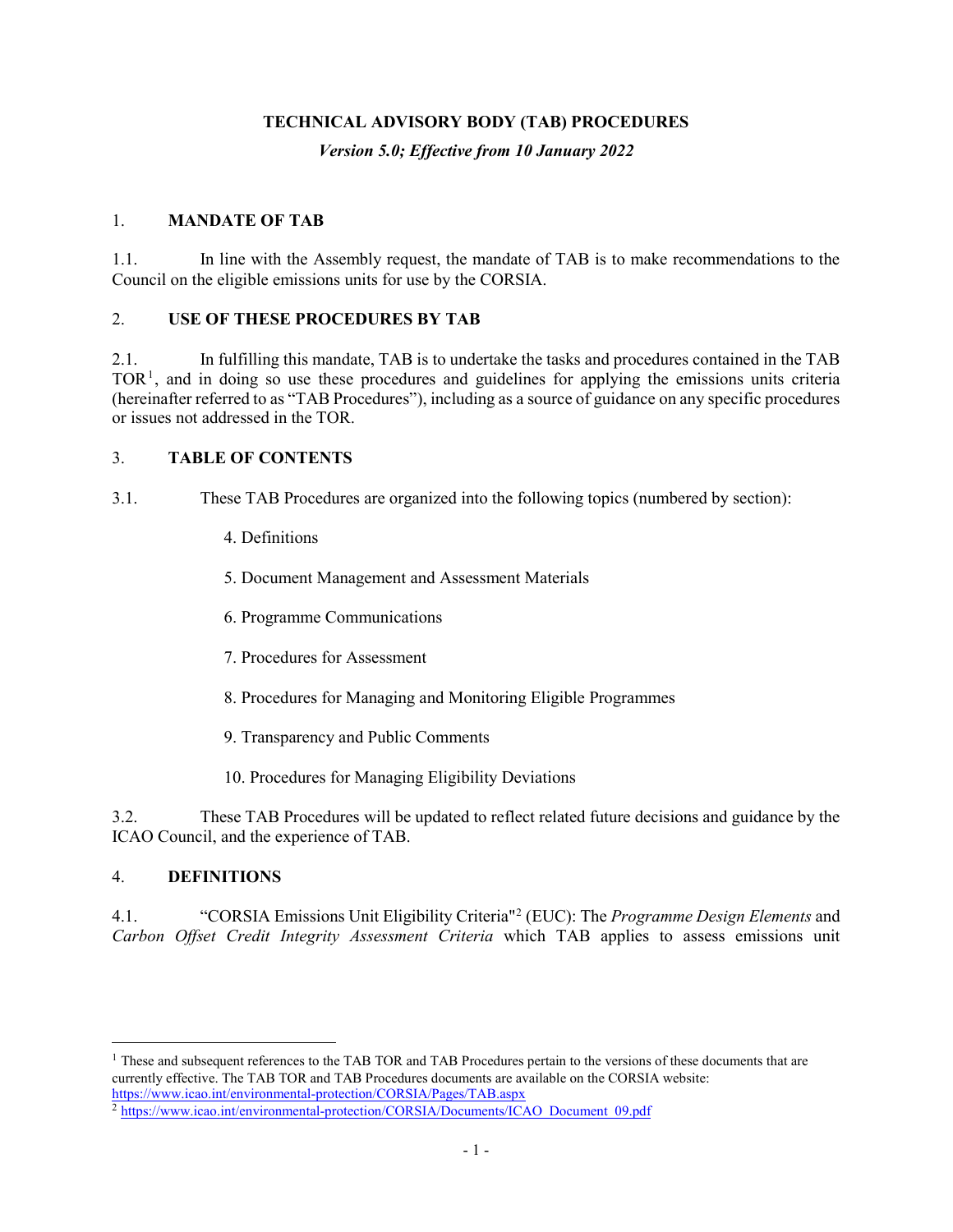**TECHNICAL ADVISORY BODY (TAB) PROCEDURES**

*Version 5.0; Effective from 10 January 2022*

## 1. MANDATE OF TAB

1.1. In line with the Assembly request, the mandate of TAB is to make recommendations to the Council on the eligible emissions units for use by the CORSIA.

## 2. USE OF THESE PROCEDURES BY TAB

2.1. In fulfilling this mandate, TAB is to undertake the tasks and procedures contained in the TAB TOR[1], and in doing so use these procedures and guidelines for applying the emissions units criteria (hereinafter referred to as "TAB Procedures"), including as a source of guidance on any specific procedures or issues not addressed in the TOR.

## 3. TABLE OF CONTENTS

3.1. These TAB Procedures are organized into the following topics (numbered by section):

4. Definitions
5. Document Management and Assessment Materials
6. Programme Communications
7. Procedures for Assessment
8. Procedures for Managing and Monitoring Eligible Programmes
9. Transparency and Public Comments
10. Procedures for Managing Eligibility Deviations

3.2. These TAB Procedures will be updated to reflect related future decisions and guidance by the ICAO Council, and the experience of TAB.

## 4. DEFINITIONS

4.1. "CORSIA Emissions Unit Eligibility Criteria"[2] (EUC): The *Programme Design Elements* and *Carbon Offset Credit Integrity Assessment Criteria* which TAB applies to assess emissions unit

---

[1] These and subsequent references to the TAB TOR and TAB Procedures pertain to the versions of these documents that are currently effective. The TAB TOR and TAB Procedures documents are available on the CORSIA website: https://www.icao.int/environmental-protection/CORSIA/Pages/TAB.aspx

[2] https://www.icao.int/environmental-protection/CORSIA/Documents/ICAO_Document_09.pdf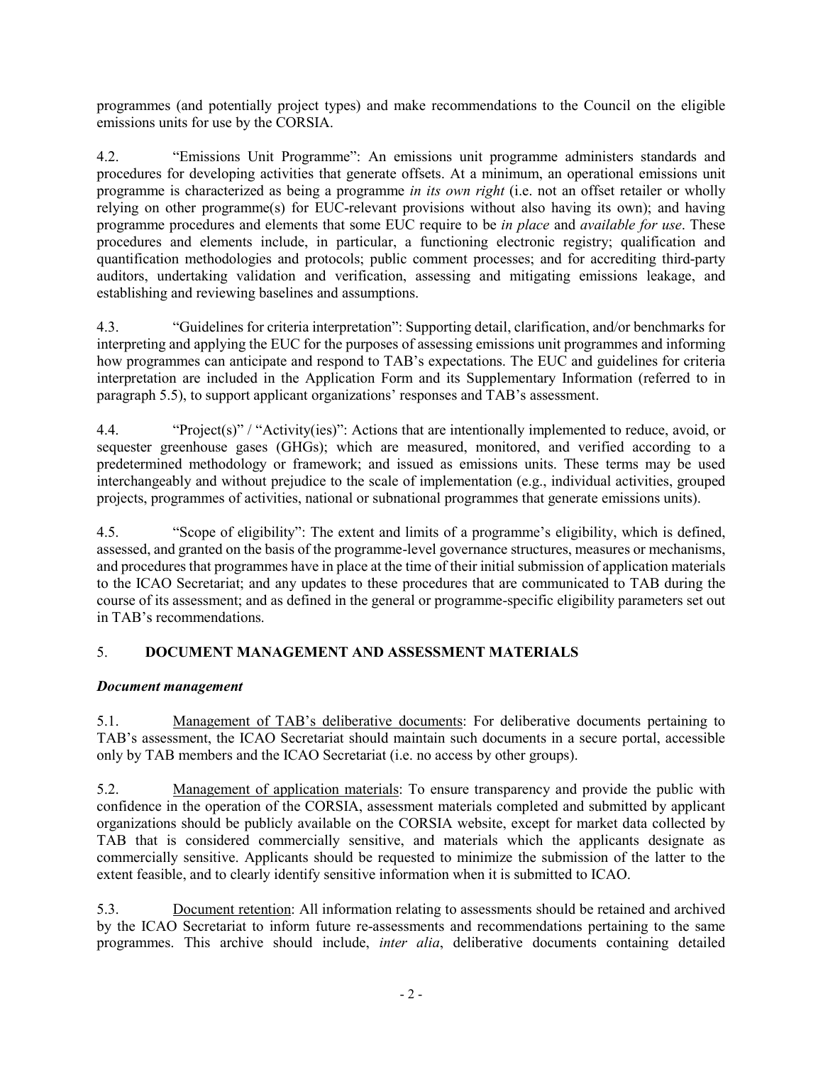programmes (and potentially project types) and make recommendations to the Council on the eligible emissions units for use by the CORSIA.

4.2. "Emissions Unit Programme": An emissions unit programme administers standards and procedures for developing activities that generate offsets. At a minimum, an operational emissions unit programme is characterized as being a programme *in its own right* (i.e. not an offset retailer or wholly relying on other programme(s) for EUC-relevant provisions without also having its own); and having programme procedures and elements that some EUC require to be *in place* and *available for use*. These procedures and elements include, in particular, a functioning electronic registry; qualification and quantification methodologies and protocols; public comment processes; and for accrediting third-party auditors, undertaking validation and verification, assessing and mitigating emissions leakage, and establishing and reviewing baselines and assumptions.

4.3. "Guidelines for criteria interpretation": Supporting detail, clarification, and/or benchmarks for interpreting and applying the EUC for the purposes of assessing emissions unit programmes and informing how programmes can anticipate and respond to TAB's expectations. The EUC and guidelines for criteria interpretation are included in the Application Form and its Supplementary Information (referred to in paragraph 5.5), to support applicant organizations' responses and TAB's assessment.

4.4. "Project(s)" / "Activity(ies)": Actions that are intentionally implemented to reduce, avoid, or sequester greenhouse gases (GHGs); which are measured, monitored, and verified according to a predetermined methodology or framework; and issued as emissions units. These terms may be used interchangeably and without prejudice to the scale of implementation (e.g., individual activities, grouped projects, programmes of activities, national or subnational programmes that generate emissions units).

4.5. "Scope of eligibility": The extent and limits of a programme's eligibility, which is defined, assessed, and granted on the basis of the programme-level governance structures, measures or mechanisms, and procedures that programmes have in place at the time of their initial submission of application materials to the ICAO Secretariat; and any updates to these procedures that are communicated to TAB during the course of its assessment; and as defined in the general or programme-specific eligibility parameters set out in TAB's recommendations.

## 5. DOCUMENT MANAGEMENT AND ASSESSMENT MATERIALS

### *Document management*

5.1. Management of TAB's deliberative documents: For deliberative documents pertaining to TAB's assessment, the ICAO Secretariat should maintain such documents in a secure portal, accessible only by TAB members and the ICAO Secretariat (i.e. no access by other groups).

5.2. Management of application materials: To ensure transparency and provide the public with confidence in the operation of the CORSIA, assessment materials completed and submitted by applicant organizations should be publicly available on the CORSIA website, except for market data collected by TAB that is considered commercially sensitive, and materials which the applicants designate as commercially sensitive. Applicants should be requested to minimize the submission of the latter to the extent feasible, and to clearly identify sensitive information when it is submitted to ICAO.

5.3. Document retention: All information relating to assessments should be retained and archived by the ICAO Secretariat to inform future re-assessments and recommendations pertaining to the same programmes. This archive should include, *inter alia*, deliberative documents containing detailed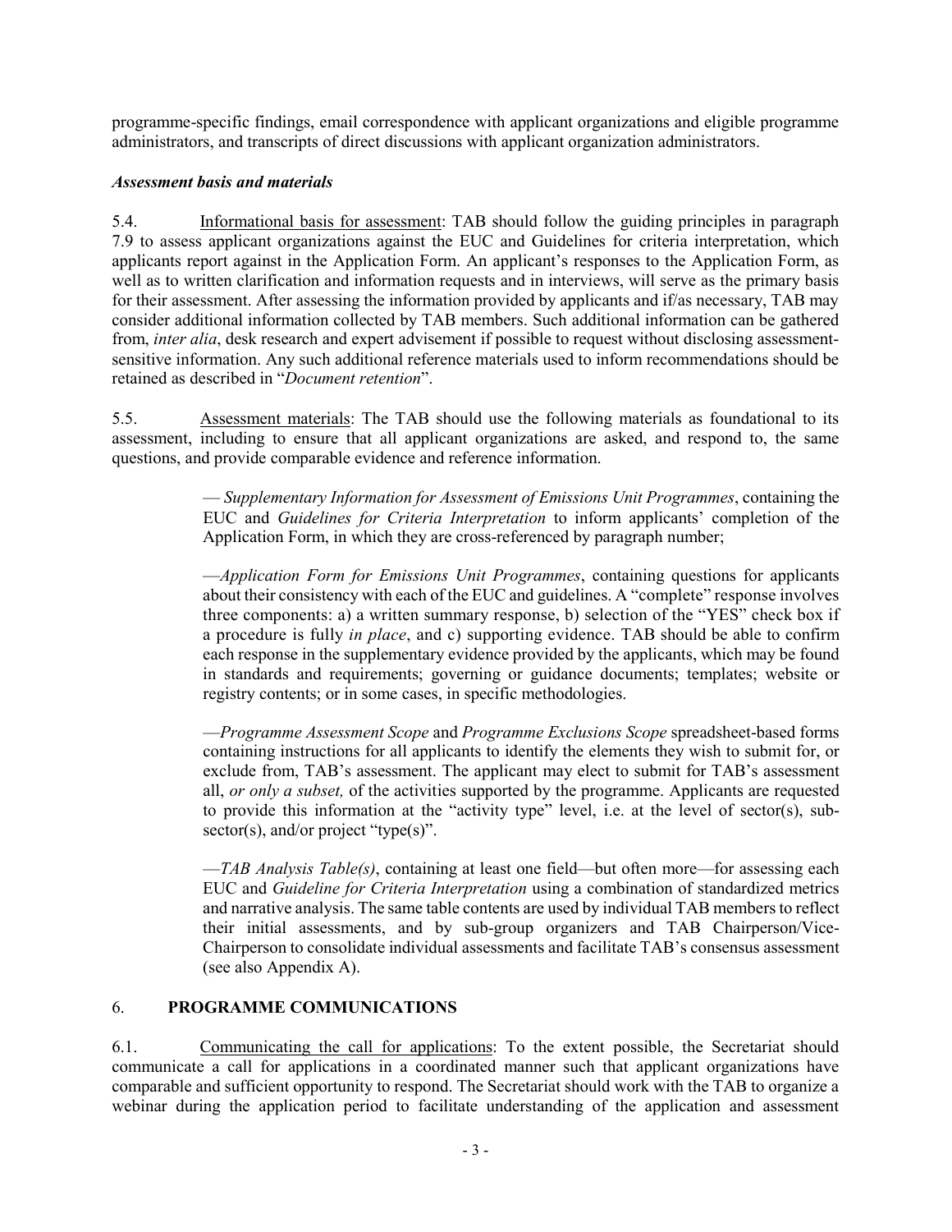programme-specific findings, email correspondence with applicant organizations and eligible programme administrators, and transcripts of direct discussions with applicant organization administrators.

### *Assessment basis and materials*

5.4. Informational basis for assessment: TAB should follow the guiding principles in paragraph 7.9 to assess applicant organizations against the EUC and Guidelines for criteria interpretation, which applicants report against in the Application Form. An applicant's responses to the Application Form, as well as to written clarification and information requests and in interviews, will serve as the primary basis for their assessment. After assessing the information provided by applicants and if/as necessary, TAB may consider additional information collected by TAB members. Such additional information can be gathered from, *inter alia*, desk research and expert advisement if possible to request without disclosing assessment-sensitive information. Any such additional reference materials used to inform recommendations should be retained as described in "*Document retention*".

5.5. Assessment materials: The TAB should use the following materials as foundational to its assessment, including to ensure that all applicant organizations are asked, and respond to, the same questions, and provide comparable evidence and reference information.

> — *Supplementary Information for Assessment of Emissions Unit Programmes*, containing the EUC and *Guidelines for Criteria Interpretation* to inform applicants' completion of the Application Form, in which they are cross-referenced by paragraph number;
>
> —*Application Form for Emissions Unit Programmes*, containing questions for applicants about their consistency with each of the EUC and guidelines. A "complete" response involves three components: a) a written summary response, b) selection of the "YES" check box if a procedure is fully *in place*, and c) supporting evidence. TAB should be able to confirm each response in the supplementary evidence provided by the applicants, which may be found in standards and requirements; governing or guidance documents; templates; website or registry contents; or in some cases, in specific methodologies.
>
> —*Programme Assessment Scope* and *Programme Exclusions Scope* spreadsheet-based forms containing instructions for all applicants to identify the elements they wish to submit for, or exclude from, TAB's assessment. The applicant may elect to submit for TAB's assessment all, *or only a subset,* of the activities supported by the programme. Applicants are requested to provide this information at the "activity type" level, i.e. at the level of sector(s), sub-sector(s), and/or project "type(s)".
>
> —*TAB Analysis Table(s)*, containing at least one field—but often more—for assessing each EUC and *Guideline for Criteria Interpretation* using a combination of standardized metrics and narrative analysis. The same table contents are used by individual TAB members to reflect their initial assessments, and by sub-group organizers and TAB Chairperson/Vice-Chairperson to consolidate individual assessments and facilitate TAB's consensus assessment (see also Appendix A).

## 6. **PROGRAMME COMMUNICATIONS**

6.1. Communicating the call for applications: To the extent possible, the Secretariat should communicate a call for applications in a coordinated manner such that applicant organizations have comparable and sufficient opportunity to respond. The Secretariat should work with the TAB to organize a webinar during the application period to facilitate understanding of the application and assessment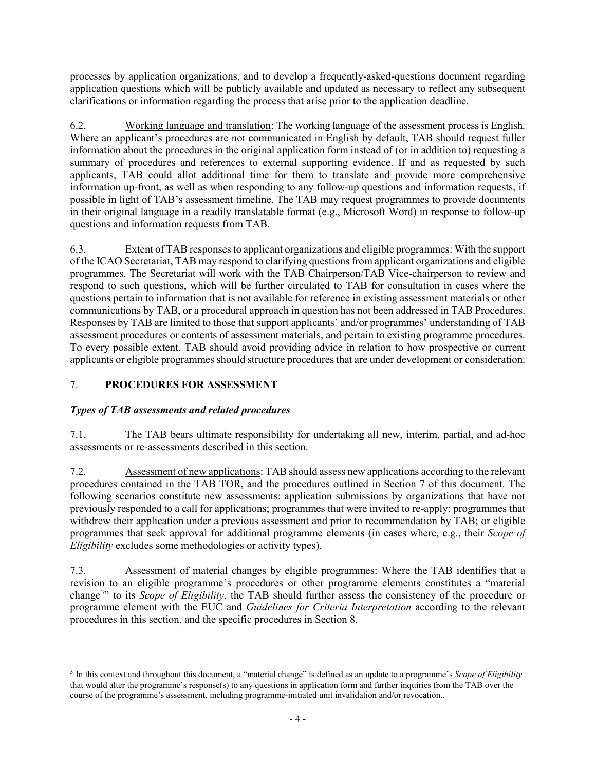processes by application organizations, and to develop a frequently-asked-questions document regarding application questions which will be publicly available and updated as necessary to reflect any subsequent clarifications or information regarding the process that arise prior to the application deadline.

6.2. Working language and translation: The working language of the assessment process is English. Where an applicant's procedures are not communicated in English by default, TAB should request fuller information about the procedures in the original application form instead of (or in addition to) requesting a summary of procedures and references to external supporting evidence. If and as requested by such applicants, TAB could allot additional time for them to translate and provide more comprehensive information up-front, as well as when responding to any follow-up questions and information requests, if possible in light of TAB's assessment timeline. The TAB may request programmes to provide documents in their original language in a readily translatable format (e.g., Microsoft Word) in response to follow-up questions and information requests from TAB.

6.3. Extent of TAB responses to applicant organizations and eligible programmes: With the support of the ICAO Secretariat, TAB may respond to clarifying questions from applicant organizations and eligible programmes. The Secretariat will work with the TAB Chairperson/TAB Vice-chairperson to review and respond to such questions, which will be further circulated to TAB for consultation in cases where the questions pertain to information that is not available for reference in existing assessment materials or other communications by TAB, or a procedural approach in question has not been addressed in TAB Procedures. Responses by TAB are limited to those that support applicants' and/or programmes' understanding of TAB assessment procedures or contents of assessment materials, and pertain to existing programme procedures. To every possible extent, TAB should avoid providing advice in relation to how prospective or current applicants or eligible programmes should structure procedures that are under development or consideration.

## 7. PROCEDURES FOR ASSESSMENT

### *Types of TAB assessments and related procedures*

7.1. The TAB bears ultimate responsibility for undertaking all new, interim, partial, and ad-hoc assessments or re-assessments described in this section.

7.2. Assessment of new applications: TAB should assess new applications according to the relevant procedures contained in the TAB TOR, and the procedures outlined in Section 7 of this document. The following scenarios constitute new assessments: application submissions by organizations that have not previously responded to a call for applications; programmes that were invited to re-apply; programmes that withdrew their application under a previous assessment and prior to recommendation by TAB; or eligible programmes that seek approval for additional programme elements (in cases where, e.g., their *Scope of Eligibility* excludes some methodologies or activity types).

7.3. Assessment of material changes by eligible programmes: Where the TAB identifies that a revision to an eligible programme's procedures or other programme elements constitutes a "material change[3]" to its *Scope of Eligibility*, the TAB should further assess the consistency of the procedure or programme element with the EUC and *Guidelines for Criteria Interpretation* according to the relevant procedures in this section, and the specific procedures in Section 8.

[3] In this context and throughout this document, a "material change" is defined as an update to a programme's *Scope of Eligibility* that would alter the programme's response(s) to any questions in application form and further inquiries from the TAB over the course of the programme's assessment, including programme-initiated unit invalidation and/or revocation..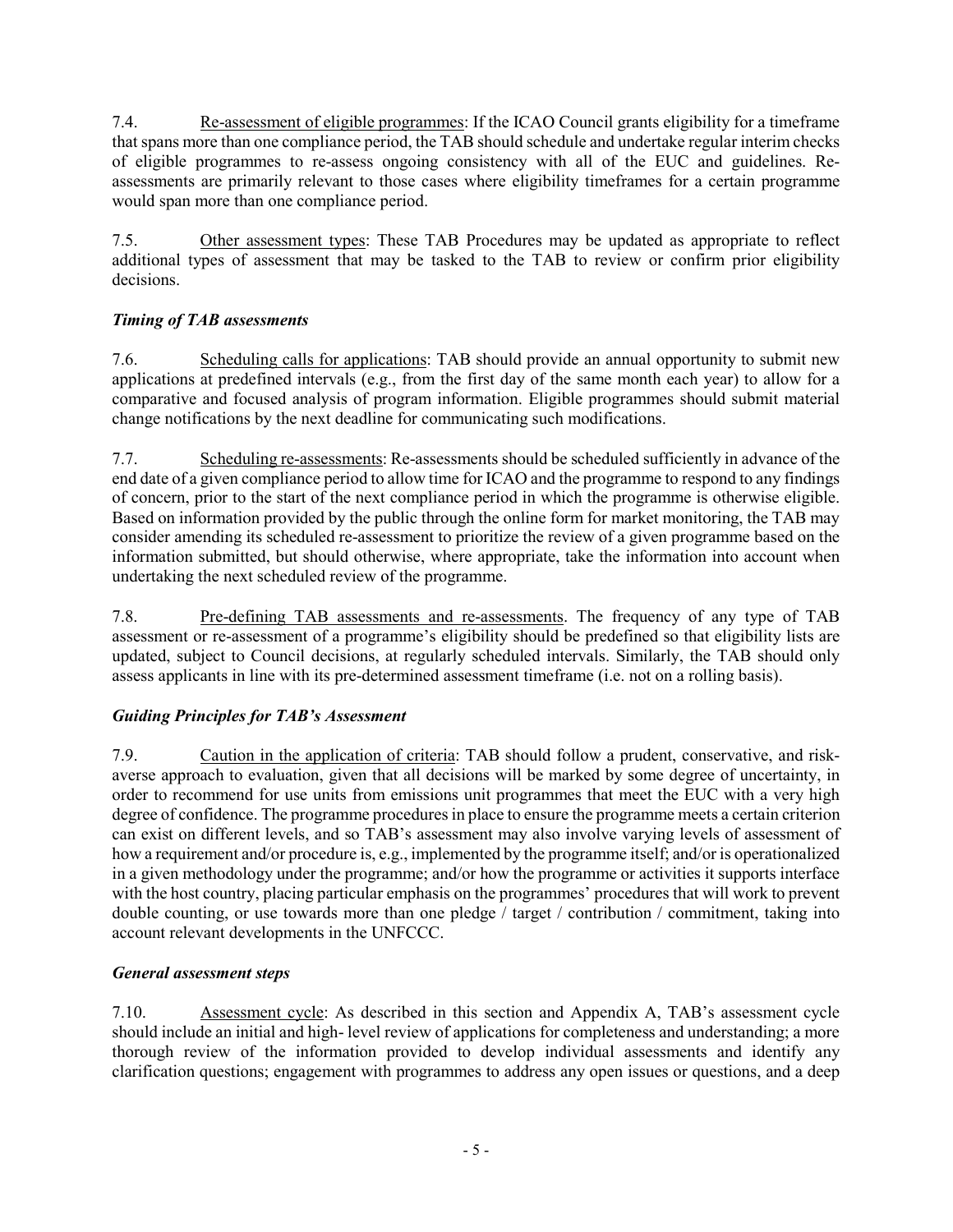7.4. Re-assessment of eligible programmes: If the ICAO Council grants eligibility for a timeframe that spans more than one compliance period, the TAB should schedule and undertake regular interim checks of eligible programmes to re-assess ongoing consistency with all of the EUC and guidelines. Re-assessments are primarily relevant to those cases where eligibility timeframes for a certain programme would span more than one compliance period.

7.5. Other assessment types: These TAB Procedures may be updated as appropriate to reflect additional types of assessment that may be tasked to the TAB to review or confirm prior eligibility decisions.

### *Timing of TAB assessments*

7.6. Scheduling calls for applications: TAB should provide an annual opportunity to submit new applications at predefined intervals (e.g., from the first day of the same month each year) to allow for a comparative and focused analysis of program information. Eligible programmes should submit material change notifications by the next deadline for communicating such modifications.

7.7. Scheduling re-assessments: Re-assessments should be scheduled sufficiently in advance of the end date of a given compliance period to allow time for ICAO and the programme to respond to any findings of concern, prior to the start of the next compliance period in which the programme is otherwise eligible. Based on information provided by the public through the online form for market monitoring, the TAB may consider amending its scheduled re-assessment to prioritize the review of a given programme based on the information submitted, but should otherwise, where appropriate, take the information into account when undertaking the next scheduled review of the programme.

7.8. Pre-defining TAB assessments and re-assessments. The frequency of any type of TAB assessment or re-assessment of a programme's eligibility should be predefined so that eligibility lists are updated, subject to Council decisions, at regularly scheduled intervals. Similarly, the TAB should only assess applicants in line with its pre-determined assessment timeframe (i.e. not on a rolling basis).

### *Guiding Principles for TAB's Assessment*

7.9. Caution in the application of criteria: TAB should follow a prudent, conservative, and risk-averse approach to evaluation, given that all decisions will be marked by some degree of uncertainty, in order to recommend for use units from emissions unit programmes that meet the EUC with a very high degree of confidence. The programme procedures in place to ensure the programme meets a certain criterion can exist on different levels, and so TAB's assessment may also involve varying levels of assessment of how a requirement and/or procedure is, e.g., implemented by the programme itself; and/or is operationalized in a given methodology under the programme; and/or how the programme or activities it supports interface with the host country, placing particular emphasis on the programmes' procedures that will work to prevent double counting, or use towards more than one pledge / target / contribution / commitment, taking into account relevant developments in the UNFCCC.

### *General assessment steps*

7.10. Assessment cycle: As described in this section and Appendix A, TAB's assessment cycle should include an initial and high- level review of applications for completeness and understanding; a more thorough review of the information provided to develop individual assessments and identify any clarification questions; engagement with programmes to address any open issues or questions, and a deep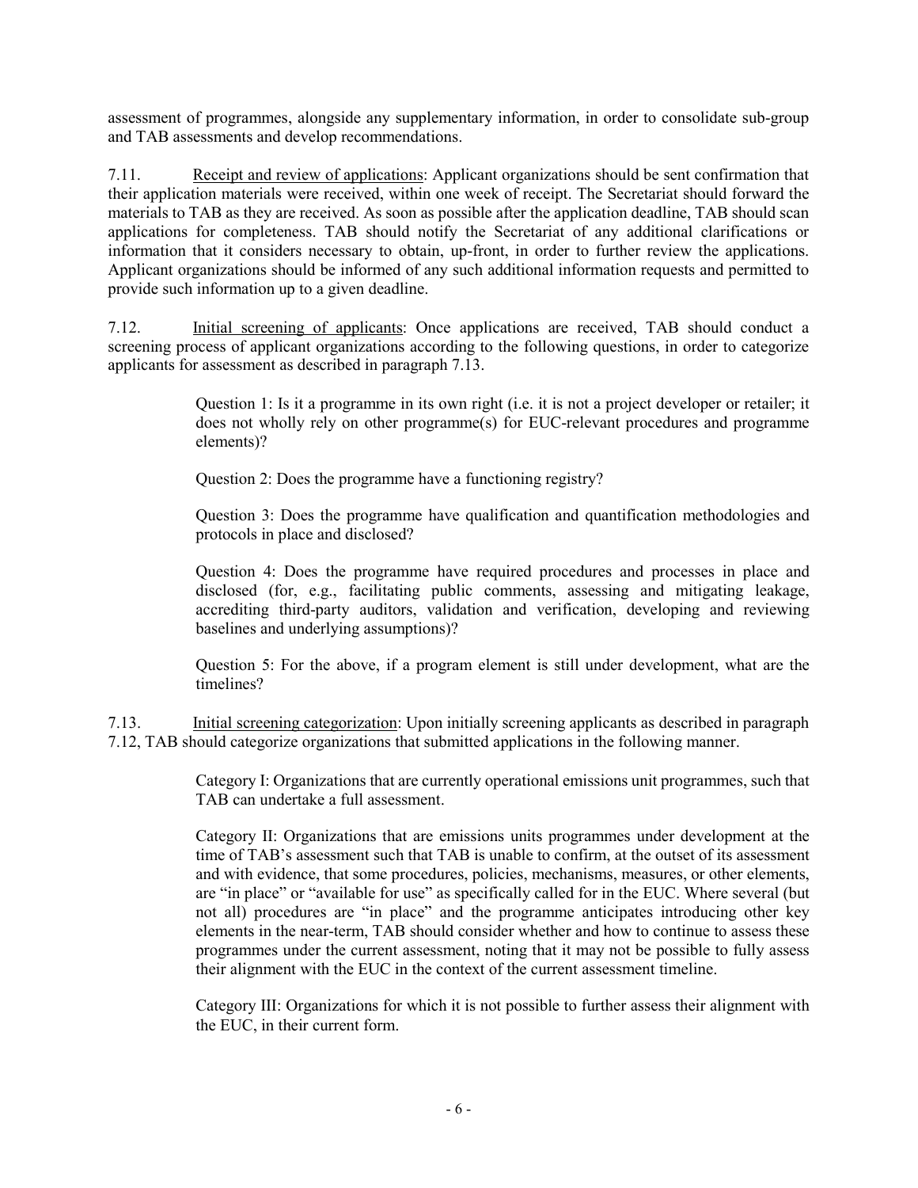assessment of programmes, alongside any supplementary information, in order to consolidate sub-group and TAB assessments and develop recommendations.

7.11. Receipt and review of applications: Applicant organizations should be sent confirmation that their application materials were received, within one week of receipt. The Secretariat should forward the materials to TAB as they are received. As soon as possible after the application deadline, TAB should scan applications for completeness. TAB should notify the Secretariat of any additional clarifications or information that it considers necessary to obtain, up-front, in order to further review the applications. Applicant organizations should be informed of any such additional information requests and permitted to provide such information up to a given deadline.

7.12. Initial screening of applicants: Once applications are received, TAB should conduct a screening process of applicant organizations according to the following questions, in order to categorize applicants for assessment as described in paragraph 7.13.

> Question 1: Is it a programme in its own right (i.e. it is not a project developer or retailer; it does not wholly rely on other programme(s) for EUC-relevant procedures and programme elements)?
>
> Question 2: Does the programme have a functioning registry?
>
> Question 3: Does the programme have qualification and quantification methodologies and protocols in place and disclosed?
>
> Question 4: Does the programme have required procedures and processes in place and disclosed (for, e.g., facilitating public comments, assessing and mitigating leakage, accrediting third-party auditors, validation and verification, developing and reviewing baselines and underlying assumptions)?
>
> Question 5: For the above, if a program element is still under development, what are the timelines?

7.13. Initial screening categorization: Upon initially screening applicants as described in paragraph 7.12, TAB should categorize organizations that submitted applications in the following manner.

> Category I: Organizations that are currently operational emissions unit programmes, such that TAB can undertake a full assessment.
>
> Category II: Organizations that are emissions units programmes under development at the time of TAB's assessment such that TAB is unable to confirm, at the outset of its assessment and with evidence, that some procedures, policies, mechanisms, measures, or other elements, are "in place" or "available for use" as specifically called for in the EUC. Where several (but not all) procedures are "in place" and the programme anticipates introducing other key elements in the near-term, TAB should consider whether and how to continue to assess these programmes under the current assessment, noting that it may not be possible to fully assess their alignment with the EUC in the context of the current assessment timeline.
>
> Category III: Organizations for which it is not possible to further assess their alignment with the EUC, in their current form.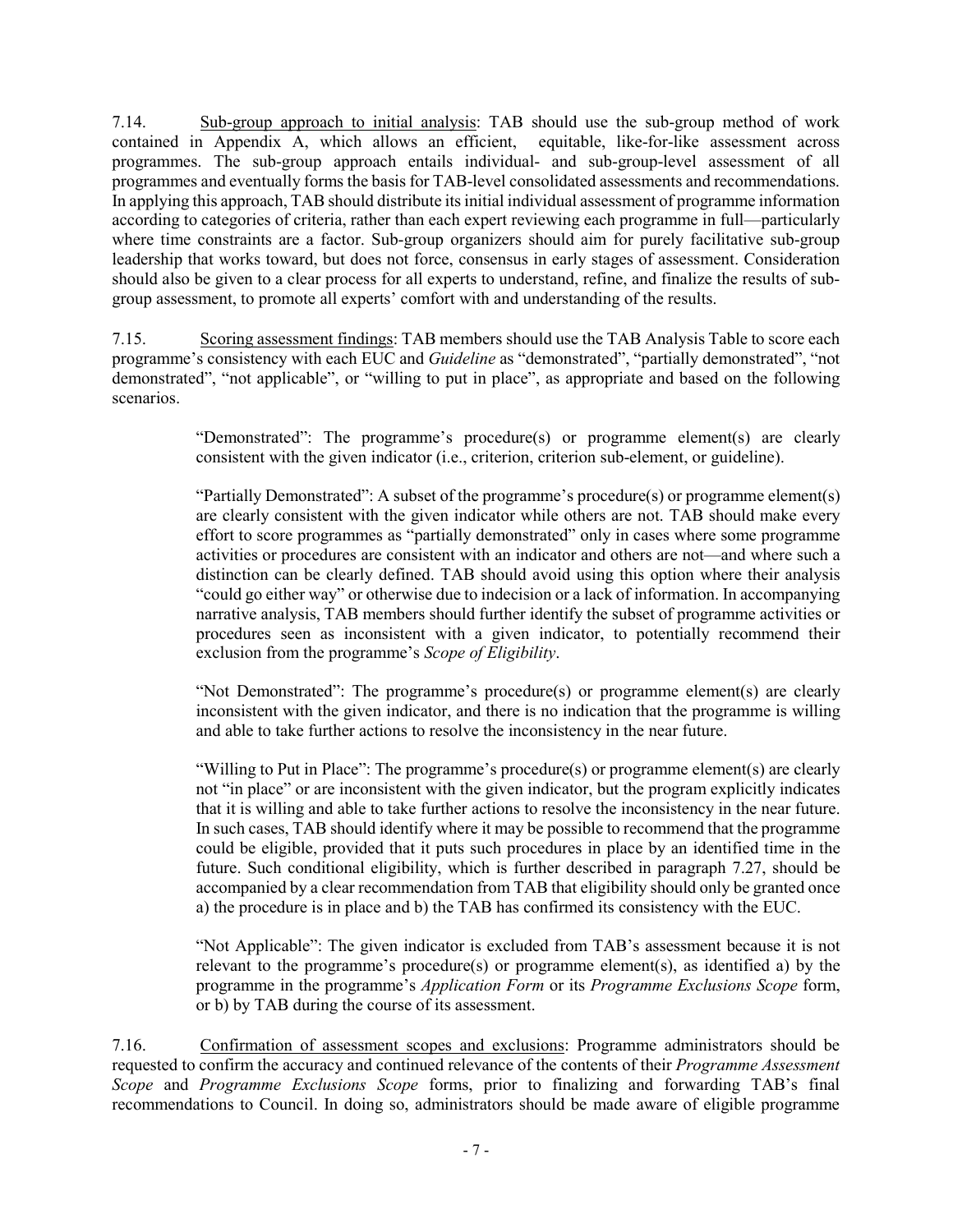7.14. Sub-group approach to initial analysis: TAB should use the sub-group method of work contained in Appendix A, which allows an efficient, equitable, like-for-like assessment across programmes. The sub-group approach entails individual- and sub-group-level assessment of all programmes and eventually forms the basis for TAB-level consolidated assessments and recommendations. In applying this approach, TAB should distribute its initial individual assessment of programme information according to categories of criteria, rather than each expert reviewing each programme in full—particularly where time constraints are a factor. Sub-group organizers should aim for purely facilitative sub-group leadership that works toward, but does not force, consensus in early stages of assessment. Consideration should also be given to a clear process for all experts to understand, refine, and finalize the results of sub-group assessment, to promote all experts' comfort with and understanding of the results.

7.15. Scoring assessment findings: TAB members should use the TAB Analysis Table to score each programme's consistency with each EUC and *Guideline* as "demonstrated", "partially demonstrated", "not demonstrated", "not applicable", or "willing to put in place", as appropriate and based on the following scenarios.

> "Demonstrated": The programme's procedure(s) or programme element(s) are clearly consistent with the given indicator (i.e., criterion, criterion sub-element, or guideline).
>
> "Partially Demonstrated": A subset of the programme's procedure(s) or programme element(s) are clearly consistent with the given indicator while others are not. TAB should make every effort to score programmes as "partially demonstrated" only in cases where some programme activities or procedures are consistent with an indicator and others are not—and where such a distinction can be clearly defined. TAB should avoid using this option where their analysis "could go either way" or otherwise due to indecision or a lack of information. In accompanying narrative analysis, TAB members should further identify the subset of programme activities or procedures seen as inconsistent with a given indicator, to potentially recommend their exclusion from the programme's *Scope of Eligibility*.
>
> "Not Demonstrated": The programme's procedure(s) or programme element(s) are clearly inconsistent with the given indicator, and there is no indication that the programme is willing and able to take further actions to resolve the inconsistency in the near future.
>
> "Willing to Put in Place": The programme's procedure(s) or programme element(s) are clearly not "in place" or are inconsistent with the given indicator, but the program explicitly indicates that it is willing and able to take further actions to resolve the inconsistency in the near future. In such cases, TAB should identify where it may be possible to recommend that the programme could be eligible, provided that it puts such procedures in place by an identified time in the future. Such conditional eligibility, which is further described in paragraph 7.27, should be accompanied by a clear recommendation from TAB that eligibility should only be granted once a) the procedure is in place and b) the TAB has confirmed its consistency with the EUC.
>
> "Not Applicable": The given indicator is excluded from TAB's assessment because it is not relevant to the programme's procedure(s) or programme element(s), as identified a) by the programme in the programme's *Application Form* or its *Programme Exclusions Scope* form, or b) by TAB during the course of its assessment.

7.16. Confirmation of assessment scopes and exclusions: Programme administrators should be requested to confirm the accuracy and continued relevance of the contents of their *Programme Assessment Scope* and *Programme Exclusions Scope* forms, prior to finalizing and forwarding TAB's final recommendations to Council. In doing so, administrators should be made aware of eligible programme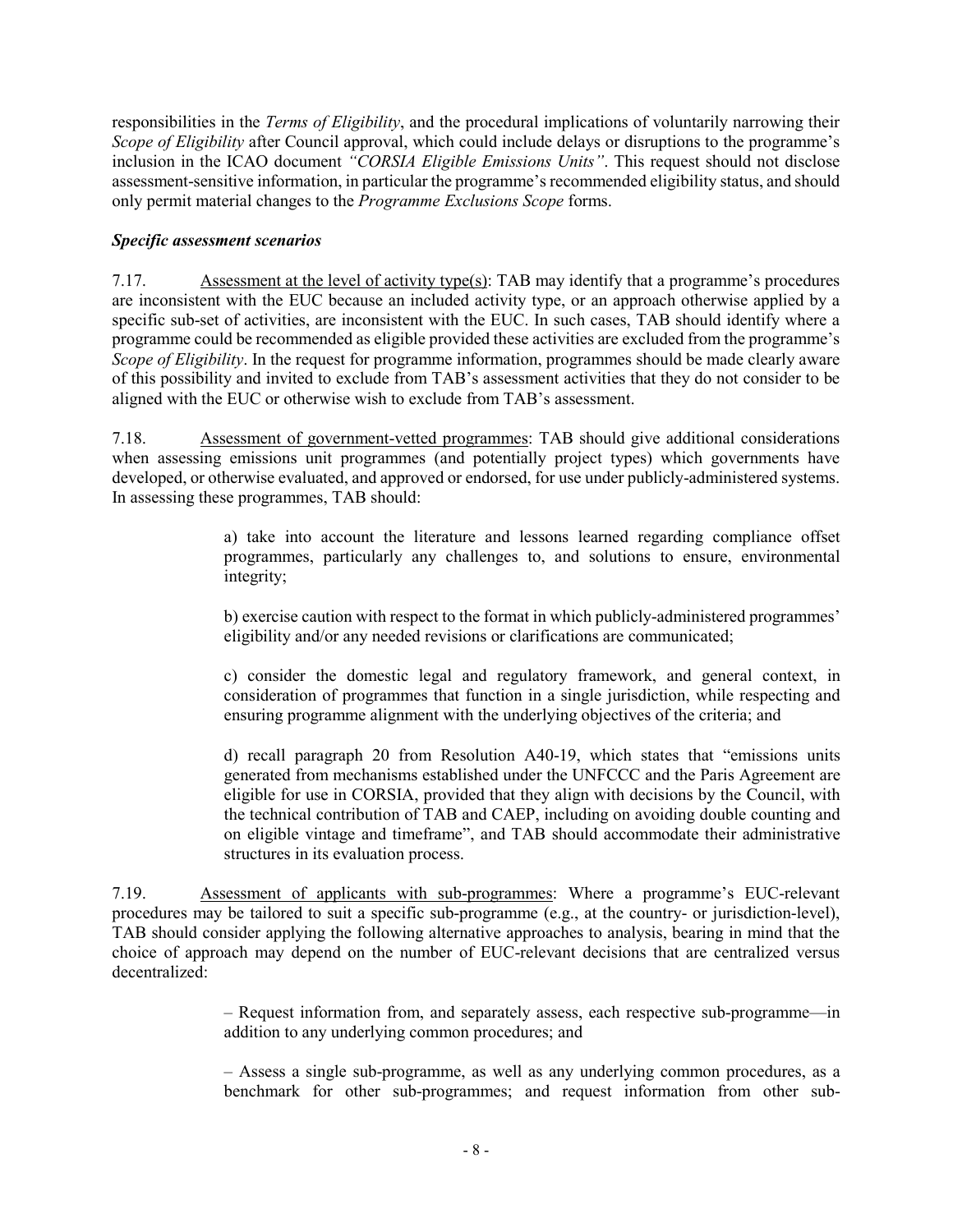responsibilities in the *Terms of Eligibility*, and the procedural implications of voluntarily narrowing their *Scope of Eligibility* after Council approval, which could include delays or disruptions to the programme's inclusion in the ICAO document *"CORSIA Eligible Emissions Units"*. This request should not disclose assessment-sensitive information, in particular the programme's recommended eligibility status, and should only permit material changes to the *Programme Exclusions Scope* forms.

***Specific assessment scenarios***

7.17. Assessment at the level of activity type(s): TAB may identify that a programme's procedures are inconsistent with the EUC because an included activity type, or an approach otherwise applied by a specific sub-set of activities, are inconsistent with the EUC. In such cases, TAB should identify where a programme could be recommended as eligible provided these activities are excluded from the programme's *Scope of Eligibility*. In the request for programme information, programmes should be made clearly aware of this possibility and invited to exclude from TAB's assessment activities that they do not consider to be aligned with the EUC or otherwise wish to exclude from TAB's assessment.

7.18. Assessment of government-vetted programmes: TAB should give additional considerations when assessing emissions unit programmes (and potentially project types) which governments have developed, or otherwise evaluated, and approved or endorsed, for use under publicly-administered systems. In assessing these programmes, TAB should:

a) take into account the literature and lessons learned regarding compliance offset programmes, particularly any challenges to, and solutions to ensure, environmental integrity;

b) exercise caution with respect to the format in which publicly-administered programmes' eligibility and/or any needed revisions or clarifications are communicated;

c) consider the domestic legal and regulatory framework, and general context, in consideration of programmes that function in a single jurisdiction, while respecting and ensuring programme alignment with the underlying objectives of the criteria; and

d) recall paragraph 20 from Resolution A40-19, which states that "emissions units generated from mechanisms established under the UNFCCC and the Paris Agreement are eligible for use in CORSIA, provided that they align with decisions by the Council, with the technical contribution of TAB and CAEP, including on avoiding double counting and on eligible vintage and timeframe", and TAB should accommodate their administrative structures in its evaluation process.

7.19. Assessment of applicants with sub-programmes: Where a programme's EUC-relevant procedures may be tailored to suit a specific sub-programme (e.g., at the country- or jurisdiction-level), TAB should consider applying the following alternative approaches to analysis, bearing in mind that the choice of approach may depend on the number of EUC-relevant decisions that are centralized versus decentralized:

– Request information from, and separately assess, each respective sub-programme—in addition to any underlying common procedures; and

– Assess a single sub-programme, as well as any underlying common procedures, as a benchmark for other sub-programmes; and request information from other sub-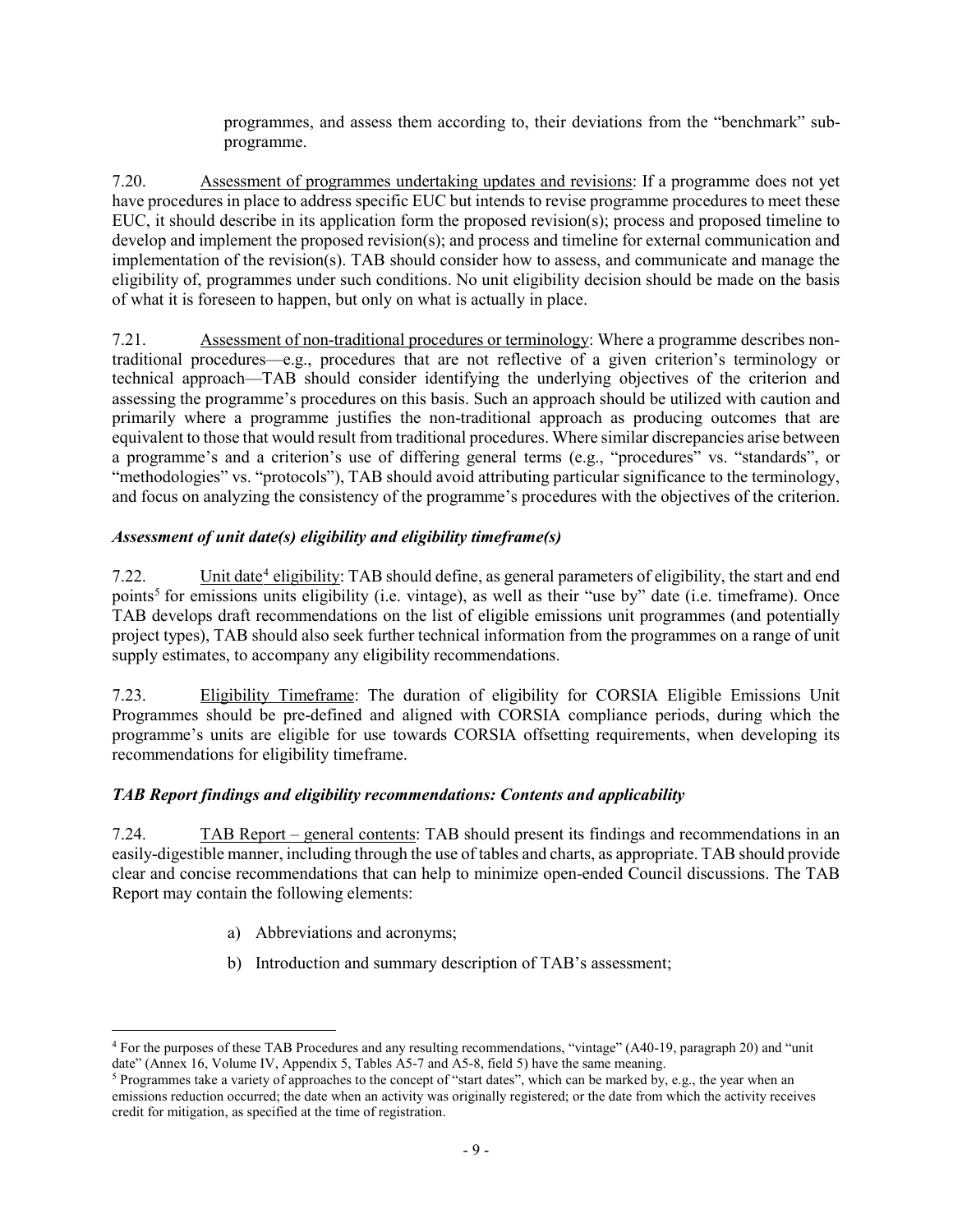programmes, and assess them according to, their deviations from the "benchmark" sub-programme.

7.20. Assessment of programmes undertaking updates and revisions: If a programme does not yet have procedures in place to address specific EUC but intends to revise programme procedures to meet these EUC, it should describe in its application form the proposed revision(s); process and proposed timeline to develop and implement the proposed revision(s); and process and timeline for external communication and implementation of the revision(s). TAB should consider how to assess, and communicate and manage the eligibility of, programmes under such conditions. No unit eligibility decision should be made on the basis of what it is foreseen to happen, but only on what is actually in place.

7.21. Assessment of non-traditional procedures or terminology: Where a programme describes non-traditional procedures—e.g., procedures that are not reflective of a given criterion's terminology or technical approach—TAB should consider identifying the underlying objectives of the criterion and assessing the programme's procedures on this basis. Such an approach should be utilized with caution and primarily where a programme justifies the non-traditional approach as producing outcomes that are equivalent to those that would result from traditional procedures. Where similar discrepancies arise between a programme's and a criterion's use of differing general terms (e.g., "procedures" vs. "standards", or "methodologies" vs. "protocols"), TAB should avoid attributing particular significance to the terminology, and focus on analyzing the consistency of the programme's procedures with the objectives of the criterion.

### *Assessment of unit date(s) eligibility and eligibility timeframe(s)*

7.22. Unit date[4] eligibility: TAB should define, as general parameters of eligibility, the start and end points[5] for emissions units eligibility (i.e. vintage), as well as their "use by" date (i.e. timeframe). Once TAB develops draft recommendations on the list of eligible emissions unit programmes (and potentially project types), TAB should also seek further technical information from the programmes on a range of unit supply estimates, to accompany any eligibility recommendations.

7.23. Eligibility Timeframe: The duration of eligibility for CORSIA Eligible Emissions Unit Programmes should be pre-defined and aligned with CORSIA compliance periods, during which the programme's units are eligible for use towards CORSIA offsetting requirements, when developing its recommendations for eligibility timeframe.

### *TAB Report findings and eligibility recommendations: Contents and applicability*

7.24. TAB Report – general contents: TAB should present its findings and recommendations in an easily-digestible manner, including through the use of tables and charts, as appropriate. TAB should provide clear and concise recommendations that can help to minimize open-ended Council discussions. The TAB Report may contain the following elements:

a) Abbreviations and acronyms;

b) Introduction and summary description of TAB's assessment;

---

[4] For the purposes of these TAB Procedures and any resulting recommendations, "vintage" (A40-19, paragraph 20) and "unit date" (Annex 16, Volume IV, Appendix 5, Tables A5-7 and A5-8, field 5) have the same meaning.

[5] Programmes take a variety of approaches to the concept of "start dates", which can be marked by, e.g., the year when an emissions reduction occurred; the date when an activity was originally registered; or the date from which the activity receives credit for mitigation, as specified at the time of registration.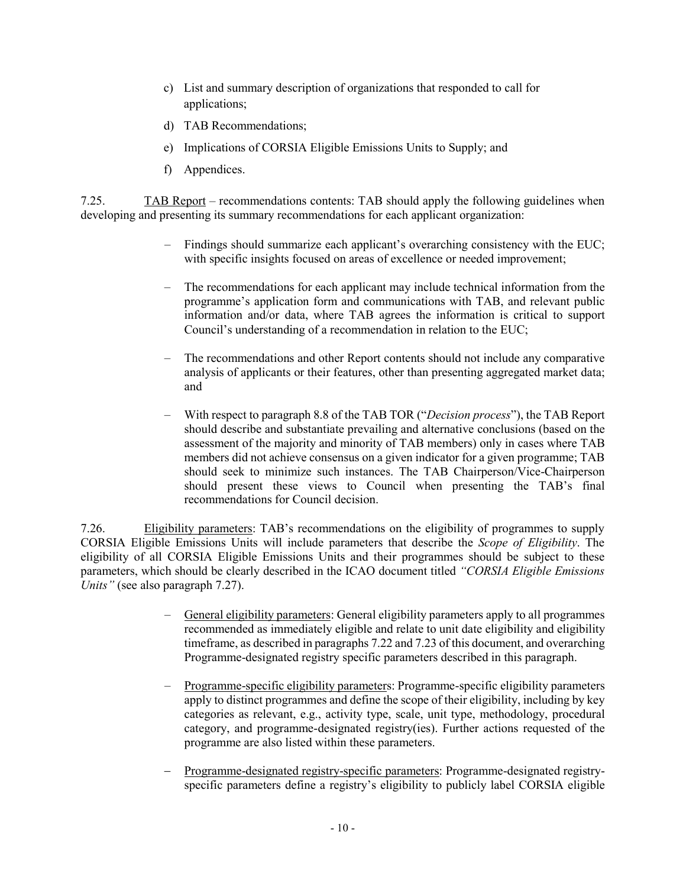c) List and summary description of organizations that responded to call for applications;

d) TAB Recommendations;

e) Implications of CORSIA Eligible Emissions Units to Supply; and

f) Appendices.

7.25. TAB Report – recommendations contents: TAB should apply the following guidelines when developing and presenting its summary recommendations for each applicant organization:

- Findings should summarize each applicant's overarching consistency with the EUC; with specific insights focused on areas of excellence or needed improvement;
- The recommendations for each applicant may include technical information from the programme's application form and communications with TAB, and relevant public information and/or data, where TAB agrees the information is critical to support Council's understanding of a recommendation in relation to the EUC;
- The recommendations and other Report contents should not include any comparative analysis of applicants or their features, other than presenting aggregated market data; and
- With respect to paragraph 8.8 of the TAB TOR ("*Decision process*"), the TAB Report should describe and substantiate prevailing and alternative conclusions (based on the assessment of the majority and minority of TAB members) only in cases where TAB members did not achieve consensus on a given indicator for a given programme; TAB should seek to minimize such instances. The TAB Chairperson/Vice-Chairperson should present these views to Council when presenting the TAB's final recommendations for Council decision.

7.26. Eligibility parameters: TAB's recommendations on the eligibility of programmes to supply CORSIA Eligible Emissions Units will include parameters that describe the *Scope of Eligibility*. The eligibility of all CORSIA Eligible Emissions Units and their programmes should be subject to these parameters, which should be clearly described in the ICAO document titled *"CORSIA Eligible Emissions Units"* (see also paragraph 7.27).

- General eligibility parameters: General eligibility parameters apply to all programmes recommended as immediately eligible and relate to unit date eligibility and eligibility timeframe, as described in paragraphs 7.22 and 7.23 of this document, and overarching Programme-designated registry specific parameters described in this paragraph.
- Programme-specific eligibility parameters: Programme-specific eligibility parameters apply to distinct programmes and define the scope of their eligibility, including by key categories as relevant, e.g., activity type, scale, unit type, methodology, procedural category, and programme-designated registry(ies). Further actions requested of the programme are also listed within these parameters.
- Programme-designated registry-specific parameters: Programme-designated registry-specific parameters define a registry's eligibility to publicly label CORSIA eligible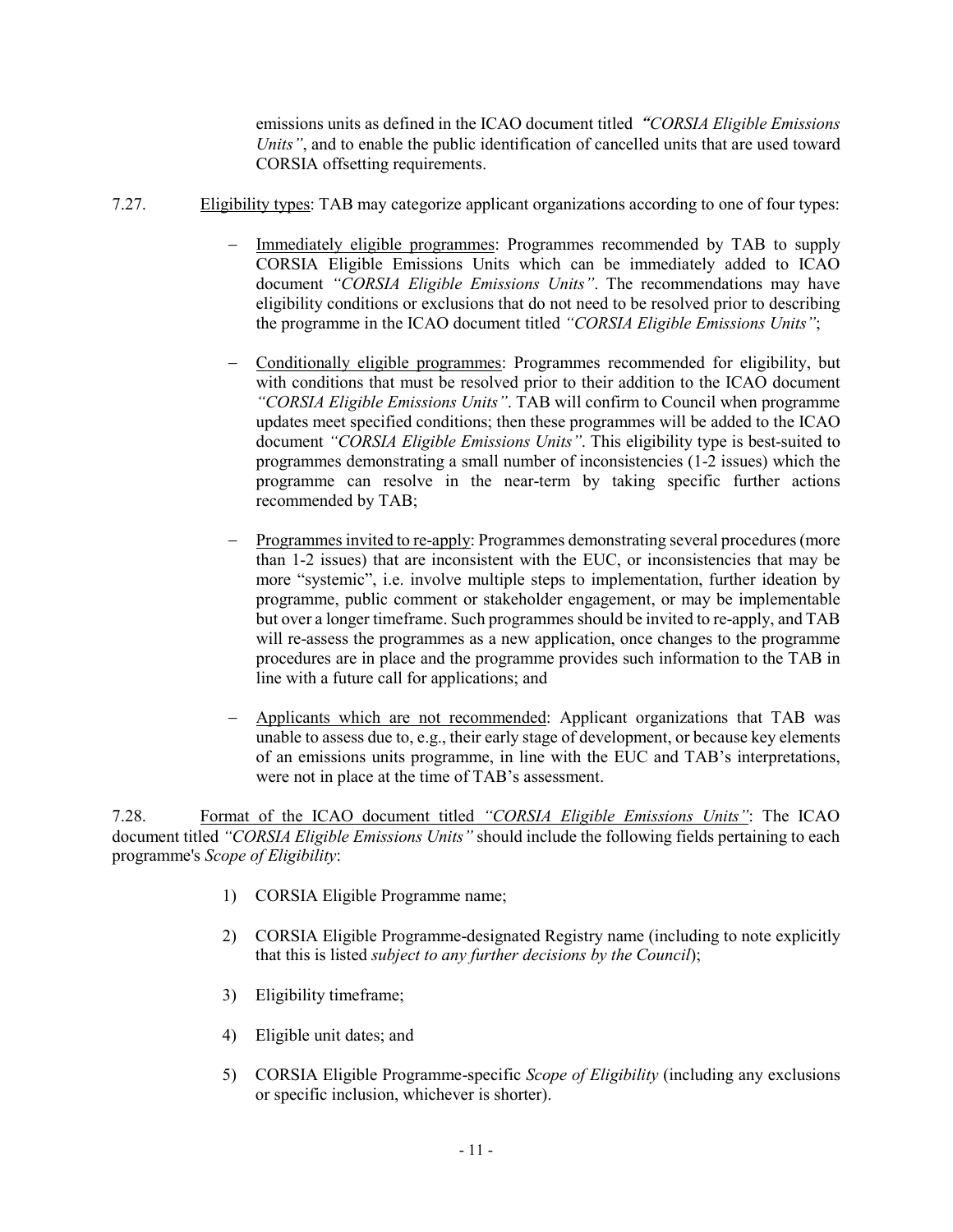emissions units as defined in the ICAO document titled *"CORSIA Eligible Emissions Units"*, and to enable the public identification of cancelled units that are used toward CORSIA offsetting requirements.

7.27. Eligibility types: TAB may categorize applicant organizations according to one of four types:

- Immediately eligible programmes: Programmes recommended by TAB to supply CORSIA Eligible Emissions Units which can be immediately added to ICAO document *"CORSIA Eligible Emissions Units"*. The recommendations may have eligibility conditions or exclusions that do not need to be resolved prior to describing the programme in the ICAO document titled *"CORSIA Eligible Emissions Units"*;

- Conditionally eligible programmes: Programmes recommended for eligibility, but with conditions that must be resolved prior to their addition to the ICAO document *"CORSIA Eligible Emissions Units"*. TAB will confirm to Council when programme updates meet specified conditions; then these programmes will be added to the ICAO document *"CORSIA Eligible Emissions Units"*. This eligibility type is best-suited to programmes demonstrating a small number of inconsistencies (1-2 issues) which the programme can resolve in the near-term by taking specific further actions recommended by TAB;

- Programmes invited to re-apply: Programmes demonstrating several procedures (more than 1-2 issues) that are inconsistent with the EUC, or inconsistencies that may be more "systemic", i.e. involve multiple steps to implementation, further ideation by programme, public comment or stakeholder engagement, or may be implementable but over a longer timeframe. Such programmes should be invited to re-apply, and TAB will re-assess the programmes as a new application, once changes to the programme procedures are in place and the programme provides such information to the TAB in line with a future call for applications; and

- Applicants which are not recommended: Applicant organizations that TAB was unable to assess due to, e.g., their early stage of development, or because key elements of an emissions units programme, in line with the EUC and TAB's interpretations, were not in place at the time of TAB's assessment.

7.28. Format of the ICAO document titled *"CORSIA Eligible Emissions Units"*: The ICAO document titled *"CORSIA Eligible Emissions Units"* should include the following fields pertaining to each programme's *Scope of Eligibility*:

1) CORSIA Eligible Programme name;

2) CORSIA Eligible Programme-designated Registry name (including to note explicitly that this is listed *subject to any further decisions by the Council*);

3) Eligibility timeframe;

4) Eligible unit dates; and

5) CORSIA Eligible Programme-specific *Scope of Eligibility* (including any exclusions or specific inclusion, whichever is shorter).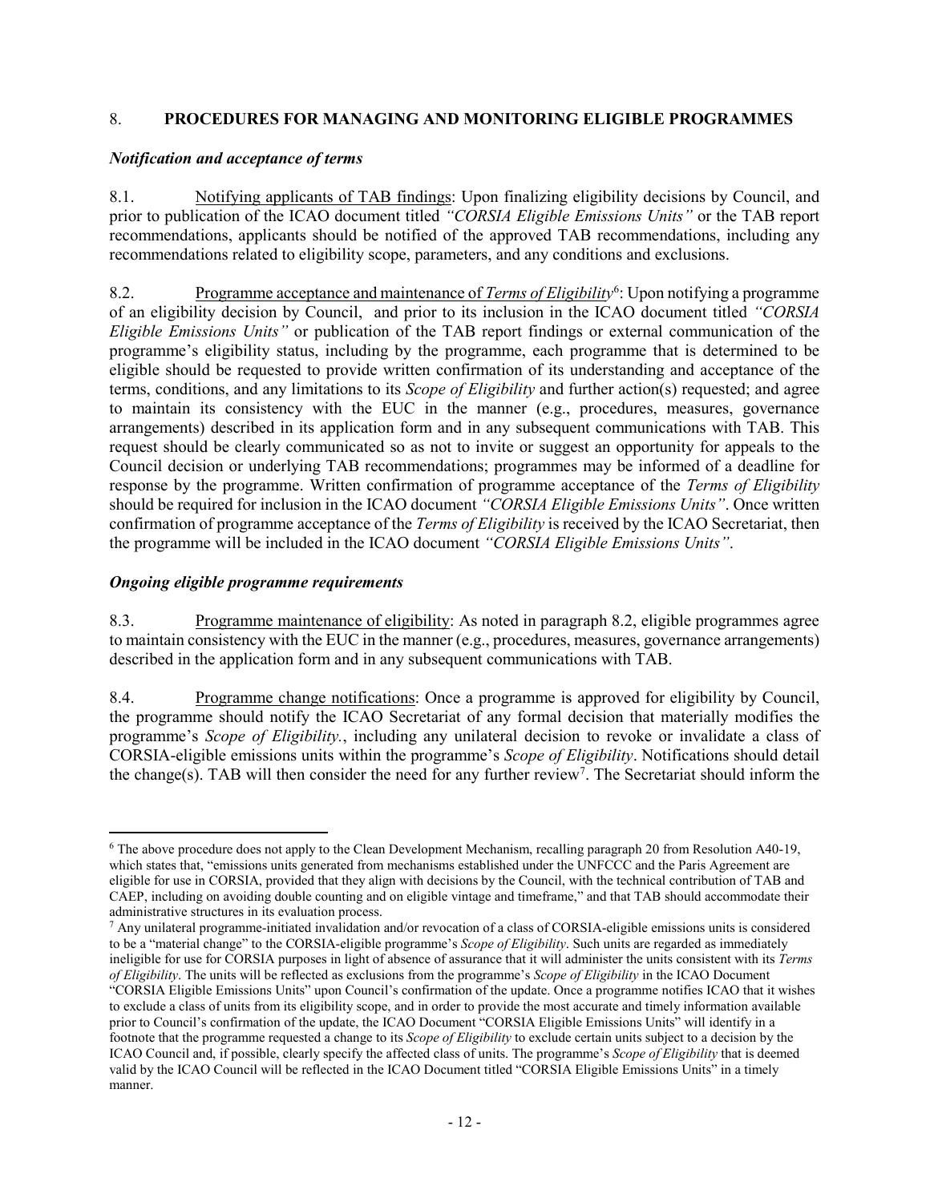## 8. **PROCEDURES FOR MANAGING AND MONITORING ELIGIBLE PROGRAMMES**

### *Notification and acceptance of terms*

8.1. Notifying applicants of TAB findings: Upon finalizing eligibility decisions by Council, and prior to publication of the ICAO document titled *"CORSIA Eligible Emissions Units"* or the TAB report recommendations, applicants should be notified of the approved TAB recommendations, including any recommendations related to eligibility scope, parameters, and any conditions and exclusions.

8.2. Programme acceptance and maintenance of *Terms of Eligibility*[6]: Upon notifying a programme of an eligibility decision by Council, and prior to its inclusion in the ICAO document titled *"CORSIA Eligible Emissions Units"* or publication of the TAB report findings or external communication of the programme's eligibility status, including by the programme, each programme that is determined to be eligible should be requested to provide written confirmation of its understanding and acceptance of the terms, conditions, and any limitations to its *Scope of Eligibility* and further action(s) requested; and agree to maintain its consistency with the EUC in the manner (e.g., procedures, measures, governance arrangements) described in its application form and in any subsequent communications with TAB. This request should be clearly communicated so as not to invite or suggest an opportunity for appeals to the Council decision or underlying TAB recommendations; programmes may be informed of a deadline for response by the programme. Written confirmation of programme acceptance of the *Terms of Eligibility* should be required for inclusion in the ICAO document *"CORSIA Eligible Emissions Units"*. Once written confirmation of programme acceptance of the *Terms of Eligibility* is received by the ICAO Secretariat, then the programme will be included in the ICAO document *"CORSIA Eligible Emissions Units"*.

### *Ongoing eligible programme requirements*

8.3. Programme maintenance of eligibility: As noted in paragraph 8.2, eligible programmes agree to maintain consistency with the EUC in the manner (e.g., procedures, measures, governance arrangements) described in the application form and in any subsequent communications with TAB.

8.4. Programme change notifications: Once a programme is approved for eligibility by Council, the programme should notify the ICAO Secretariat of any formal decision that materially modifies the programme's *Scope of Eligibility.*, including any unilateral decision to revoke or invalidate a class of CORSIA-eligible emissions units within the programme's *Scope of Eligibility*. Notifications should detail the change(s). TAB will then consider the need for any further review[7]. The Secretariat should inform the

---

[6] The above procedure does not apply to the Clean Development Mechanism, recalling paragraph 20 from Resolution A40-19, which states that, "emissions units generated from mechanisms established under the UNFCCC and the Paris Agreement are eligible for use in CORSIA, provided that they align with decisions by the Council, with the technical contribution of TAB and CAEP, including on avoiding double counting and on eligible vintage and timeframe," and that TAB should accommodate their administrative structures in its evaluation process.

[7] Any unilateral programme-initiated invalidation and/or revocation of a class of CORSIA-eligible emissions units is considered to be a "material change" to the CORSIA-eligible programme's *Scope of Eligibility*. Such units are regarded as immediately ineligible for use for CORSIA purposes in light of absence of assurance that it will administer the units consistent with its *Terms of Eligibility*. The units will be reflected as exclusions from the programme's *Scope of Eligibility* in the ICAO Document "CORSIA Eligible Emissions Units" upon Council's confirmation of the update. Once a programme notifies ICAO that it wishes to exclude a class of units from its eligibility scope, and in order to provide the most accurate and timely information available prior to Council's confirmation of the update, the ICAO Document "CORSIA Eligible Emissions Units" will identify in a footnote that the programme requested a change to its *Scope of Eligibility* to exclude certain units subject to a decision by the ICAO Council and, if possible, clearly specify the affected class of units. The programme's *Scope of Eligibility* that is deemed valid by the ICAO Council will be reflected in the ICAO Document titled "CORSIA Eligible Emissions Units" in a timely manner.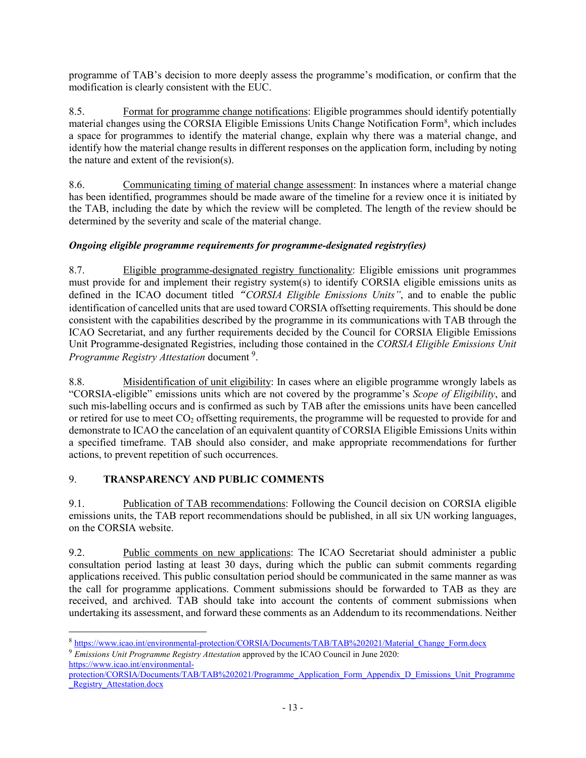programme of TAB's decision to more deeply assess the programme's modification, or confirm that the modification is clearly consistent with the EUC.

8.5. Format for programme change notifications: Eligible programmes should identify potentially material changes using the CORSIA Eligible Emissions Units Change Notification Form[8], which includes a space for programmes to identify the material change, explain why there was a material change, and identify how the material change results in different responses on the application form, including by noting the nature and extent of the revision(s).

8.6. Communicating timing of material change assessment: In instances where a material change has been identified, programmes should be made aware of the timeline for a review once it is initiated by the TAB, including the date by which the review will be completed. The length of the review should be determined by the severity and scale of the material change.

***Ongoing eligible programme requirements for programme-designated registry(ies)***

8.7. Eligible programme-designated registry functionality: Eligible emissions unit programmes must provide for and implement their registry system(s) to identify CORSIA eligible emissions units as defined in the ICAO document titled *"CORSIA Eligible Emissions Units"*, and to enable the public identification of cancelled units that are used toward CORSIA offsetting requirements. This should be done consistent with the capabilities described by the programme in its communications with TAB through the ICAO Secretariat, and any further requirements decided by the Council for CORSIA Eligible Emissions Unit Programme-designated Registries, including those contained in the *CORSIA Eligible Emissions Unit Programme Registry Attestation* document [9].

8.8. Misidentification of unit eligibility: In cases where an eligible programme wrongly labels as "CORSIA-eligible" emissions units which are not covered by the programme's *Scope of Eligibility*, and such mis-labelling occurs and is confirmed as such by TAB after the emissions units have been cancelled or retired for use to meet $CO_2$ offsetting requirements, the programme will be requested to provide for and demonstrate to ICAO the cancelation of an equivalent quantity of CORSIA Eligible Emissions Units within a specified timeframe. TAB should also consider, and make appropriate recommendations for further actions, to prevent repetition of such occurrences.

## 9. TRANSPARENCY AND PUBLIC COMMENTS

9.1. Publication of TAB recommendations: Following the Council decision on CORSIA eligible emissions units, the TAB report recommendations should be published, in all six UN working languages, on the CORSIA website.

9.2. Public comments on new applications: The ICAO Secretariat should administer a public consultation period lasting at least 30 days, during which the public can submit comments regarding applications received. This public consultation period should be communicated in the same manner as was the call for programme applications. Comment submissions should be forwarded to TAB as they are received, and archived. TAB should take into account the contents of comment submissions when undertaking its assessment, and forward these comments as an Addendum to its recommendations. Neither

---

[8] https://www.icao.int/environmental-protection/CORSIA/Documents/TAB/TAB%202021/Material_Change_Form.docx

[9] *Emissions Unit Programme Registry Attestation* approved by the ICAO Council in June 2020: https://www.icao.int/environmental-protection/CORSIA/Documents/TAB/TAB%202021/Programme_Application_Form_Appendix_D_Emissions_Unit_Programme_Registry_Attestation.docx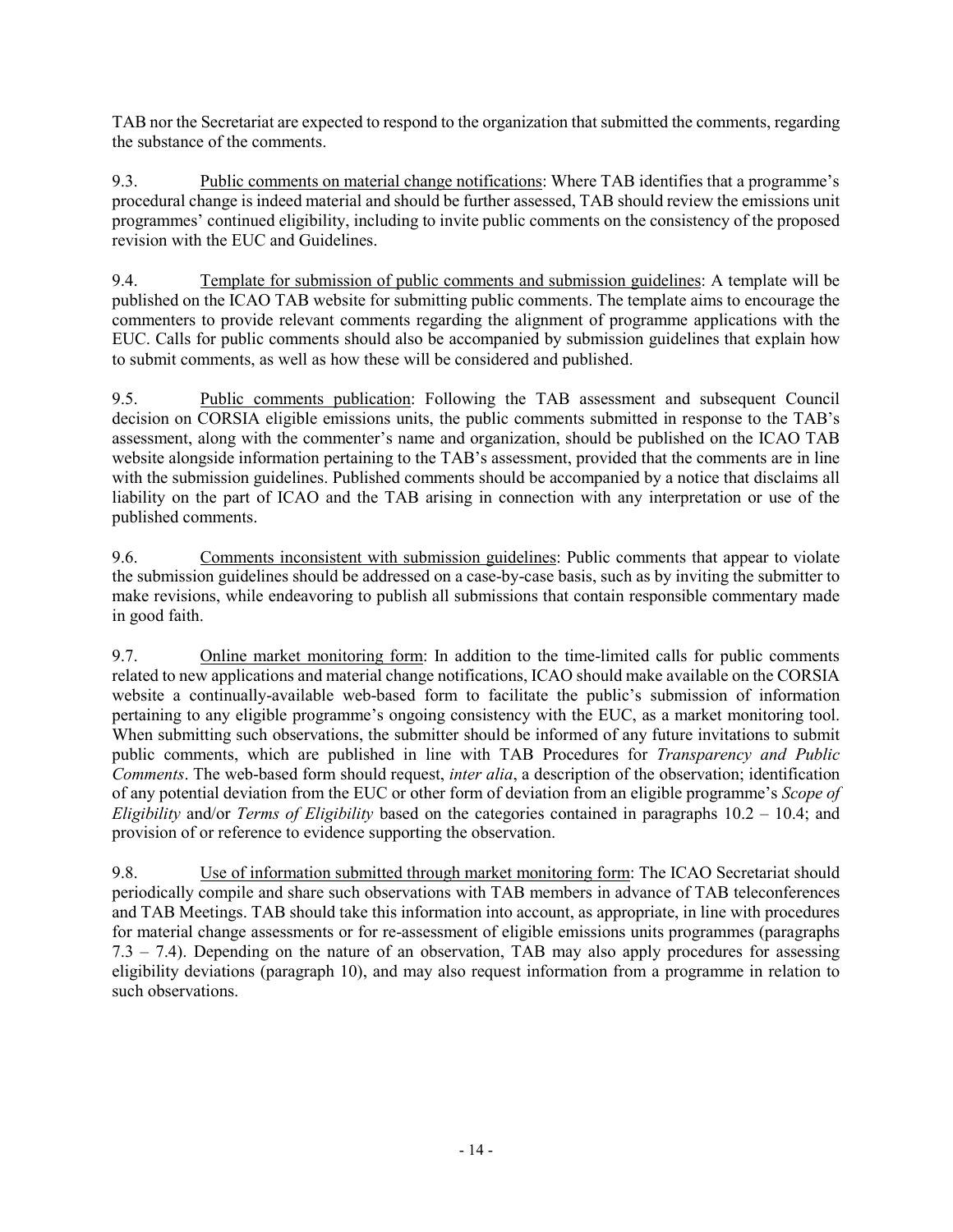TAB nor the Secretariat are expected to respond to the organization that submitted the comments, regarding the substance of the comments.

9.3. Public comments on material change notifications: Where TAB identifies that a programme's procedural change is indeed material and should be further assessed, TAB should review the emissions unit programmes' continued eligibility, including to invite public comments on the consistency of the proposed revision with the EUC and Guidelines.

9.4. Template for submission of public comments and submission guidelines: A template will be published on the ICAO TAB website for submitting public comments. The template aims to encourage the commenters to provide relevant comments regarding the alignment of programme applications with the EUC. Calls for public comments should also be accompanied by submission guidelines that explain how to submit comments, as well as how these will be considered and published.

9.5. Public comments publication: Following the TAB assessment and subsequent Council decision on CORSIA eligible emissions units, the public comments submitted in response to the TAB's assessment, along with the commenter's name and organization, should be published on the ICAO TAB website alongside information pertaining to the TAB's assessment, provided that the comments are in line with the submission guidelines. Published comments should be accompanied by a notice that disclaims all liability on the part of ICAO and the TAB arising in connection with any interpretation or use of the published comments.

9.6. Comments inconsistent with submission guidelines: Public comments that appear to violate the submission guidelines should be addressed on a case-by-case basis, such as by inviting the submitter to make revisions, while endeavoring to publish all submissions that contain responsible commentary made in good faith.

9.7. Online market monitoring form: In addition to the time-limited calls for public comments related to new applications and material change notifications, ICAO should make available on the CORSIA website a continually-available web-based form to facilitate the public's submission of information pertaining to any eligible programme's ongoing consistency with the EUC, as a market monitoring tool. When submitting such observations, the submitter should be informed of any future invitations to submit public comments, which are published in line with TAB Procedures for *Transparency and Public Comments*. The web-based form should request, *inter alia*, a description of the observation; identification of any potential deviation from the EUC or other form of deviation from an eligible programme's *Scope of Eligibility* and/or *Terms of Eligibility* based on the categories contained in paragraphs 10.2 – 10.4; and provision of or reference to evidence supporting the observation.

9.8. Use of information submitted through market monitoring form: The ICAO Secretariat should periodically compile and share such observations with TAB members in advance of TAB teleconferences and TAB Meetings. TAB should take this information into account, as appropriate, in line with procedures for material change assessments or for re-assessment of eligible emissions units programmes (paragraphs 7.3 – 7.4). Depending on the nature of an observation, TAB may also apply procedures for assessing eligibility deviations (paragraph 10), and may also request information from a programme in relation to such observations.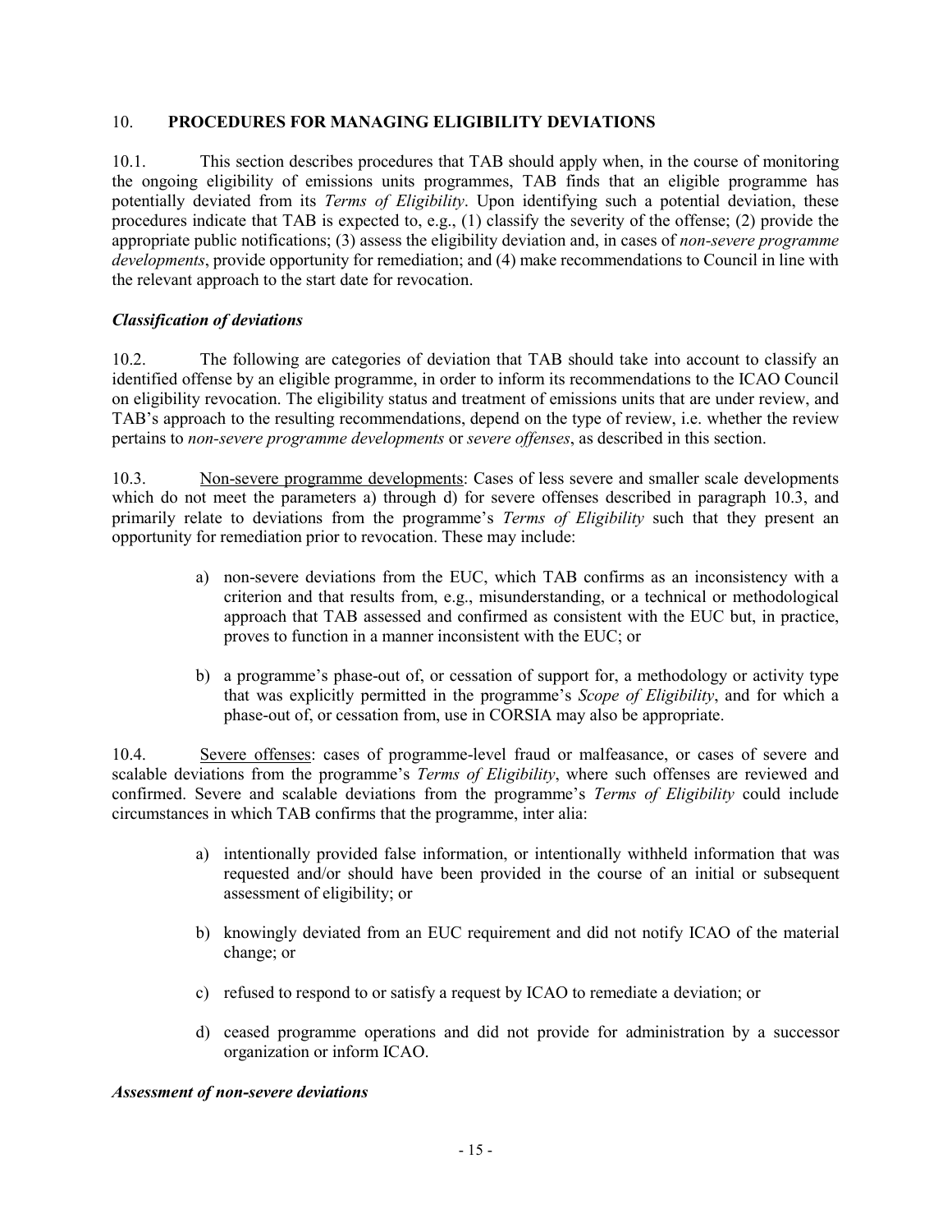## 10. PROCEDURES FOR MANAGING ELIGIBILITY DEVIATIONS

10.1. This section describes procedures that TAB should apply when, in the course of monitoring the ongoing eligibility of emissions units programmes, TAB finds that an eligible programme has potentially deviated from its *Terms of Eligibility*. Upon identifying such a potential deviation, these procedures indicate that TAB is expected to, e.g., (1) classify the severity of the offense; (2) provide the appropriate public notifications; (3) assess the eligibility deviation and, in cases of *non-severe programme developments*, provide opportunity for remediation; and (4) make recommendations to Council in line with the relevant approach to the start date for revocation.

### *Classification of deviations*

10.2. The following are categories of deviation that TAB should take into account to classify an identified offense by an eligible programme, in order to inform its recommendations to the ICAO Council on eligibility revocation. The eligibility status and treatment of emissions units that are under review, and TAB's approach to the resulting recommendations, depend on the type of review, i.e. whether the review pertains to *non-severe programme developments* or *severe offenses*, as described in this section.

10.3. Non-severe programme developments: Cases of less severe and smaller scale developments which do not meet the parameters a) through d) for severe offenses described in paragraph 10.3, and primarily relate to deviations from the programme's *Terms of Eligibility* such that they present an opportunity for remediation prior to revocation. These may include:

a) non-severe deviations from the EUC, which TAB confirms as an inconsistency with a criterion and that results from, e.g., misunderstanding, or a technical or methodological approach that TAB assessed and confirmed as consistent with the EUC but, in practice, proves to function in a manner inconsistent with the EUC; or

b) a programme's phase-out of, or cessation of support for, a methodology or activity type that was explicitly permitted in the programme's *Scope of Eligibility*, and for which a phase-out of, or cessation from, use in CORSIA may also be appropriate.

10.4. Severe offenses: cases of programme-level fraud or malfeasance, or cases of severe and scalable deviations from the programme's *Terms of Eligibility*, where such offenses are reviewed and confirmed. Severe and scalable deviations from the programme's *Terms of Eligibility* could include circumstances in which TAB confirms that the programme, inter alia:

a) intentionally provided false information, or intentionally withheld information that was requested and/or should have been provided in the course of an initial or subsequent assessment of eligibility; or

b) knowingly deviated from an EUC requirement and did not notify ICAO of the material change; or

c) refused to respond to or satisfy a request by ICAO to remediate a deviation; or

d) ceased programme operations and did not provide for administration by a successor organization or inform ICAO.

### *Assessment of non-severe deviations*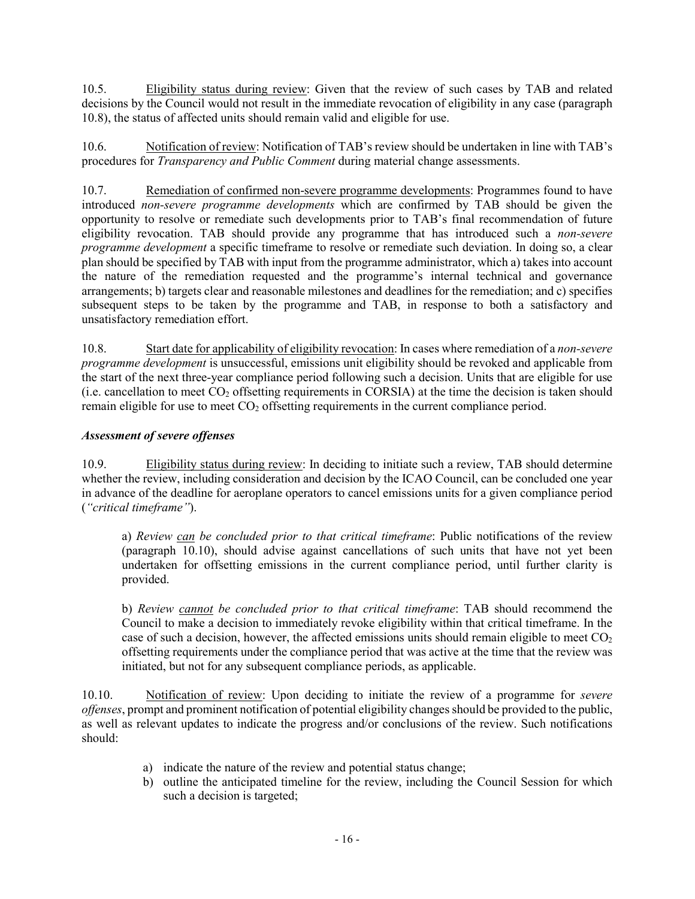10.5. Eligibility status during review: Given that the review of such cases by TAB and related decisions by the Council would not result in the immediate revocation of eligibility in any case (paragraph 10.8), the status of affected units should remain valid and eligible for use.

10.6. Notification of review: Notification of TAB's review should be undertaken in line with TAB's procedures for *Transparency and Public Comment* during material change assessments.

10.7. Remediation of confirmed non-severe programme developments: Programmes found to have introduced *non-severe programme developments* which are confirmed by TAB should be given the opportunity to resolve or remediate such developments prior to TAB's final recommendation of future eligibility revocation. TAB should provide any programme that has introduced such a *non-severe programme development* a specific timeframe to resolve or remediate such deviation. In doing so, a clear plan should be specified by TAB with input from the programme administrator, which a) takes into account the nature of the remediation requested and the programme's internal technical and governance arrangements; b) targets clear and reasonable milestones and deadlines for the remediation; and c) specifies subsequent steps to be taken by the programme and TAB, in response to both a satisfactory and unsatisfactory remediation effort.

10.8. Start date for applicability of eligibility revocation: In cases where remediation of a *non-severe programme development* is unsuccessful, emissions unit eligibility should be revoked and applicable from the start of the next three-year compliance period following such a decision. Units that are eligible for use (i.e. cancellation to meet $CO_2$ offsetting requirements in CORSIA) at the time the decision is taken should remain eligible for use to meet $CO_2$ offsetting requirements in the current compliance period.

### *Assessment of severe offenses*

10.9. Eligibility status during review: In deciding to initiate such a review, TAB should determine whether the review, including consideration and decision by the ICAO Council, can be concluded one year in advance of the deadline for aeroplane operators to cancel emissions units for a given compliance period (*"critical timeframe"*).

a) *Review can be concluded prior to that critical timeframe*: Public notifications of the review (paragraph 10.10), should advise against cancellations of such units that have not yet been undertaken for offsetting emissions in the current compliance period, until further clarity is provided.

b) *Review cannot be concluded prior to that critical timeframe*: TAB should recommend the Council to make a decision to immediately revoke eligibility within that critical timeframe. In the case of such a decision, however, the affected emissions units should remain eligible to meet $CO_2$ offsetting requirements under the compliance period that was active at the time that the review was initiated, but not for any subsequent compliance periods, as applicable.

10.10. Notification of review: Upon deciding to initiate the review of a programme for *severe offenses*, prompt and prominent notification of potential eligibility changes should be provided to the public, as well as relevant updates to indicate the progress and/or conclusions of the review. Such notifications should:

a) indicate the nature of the review and potential status change;
b) outline the anticipated timeline for the review, including the Council Session for which such a decision is targeted;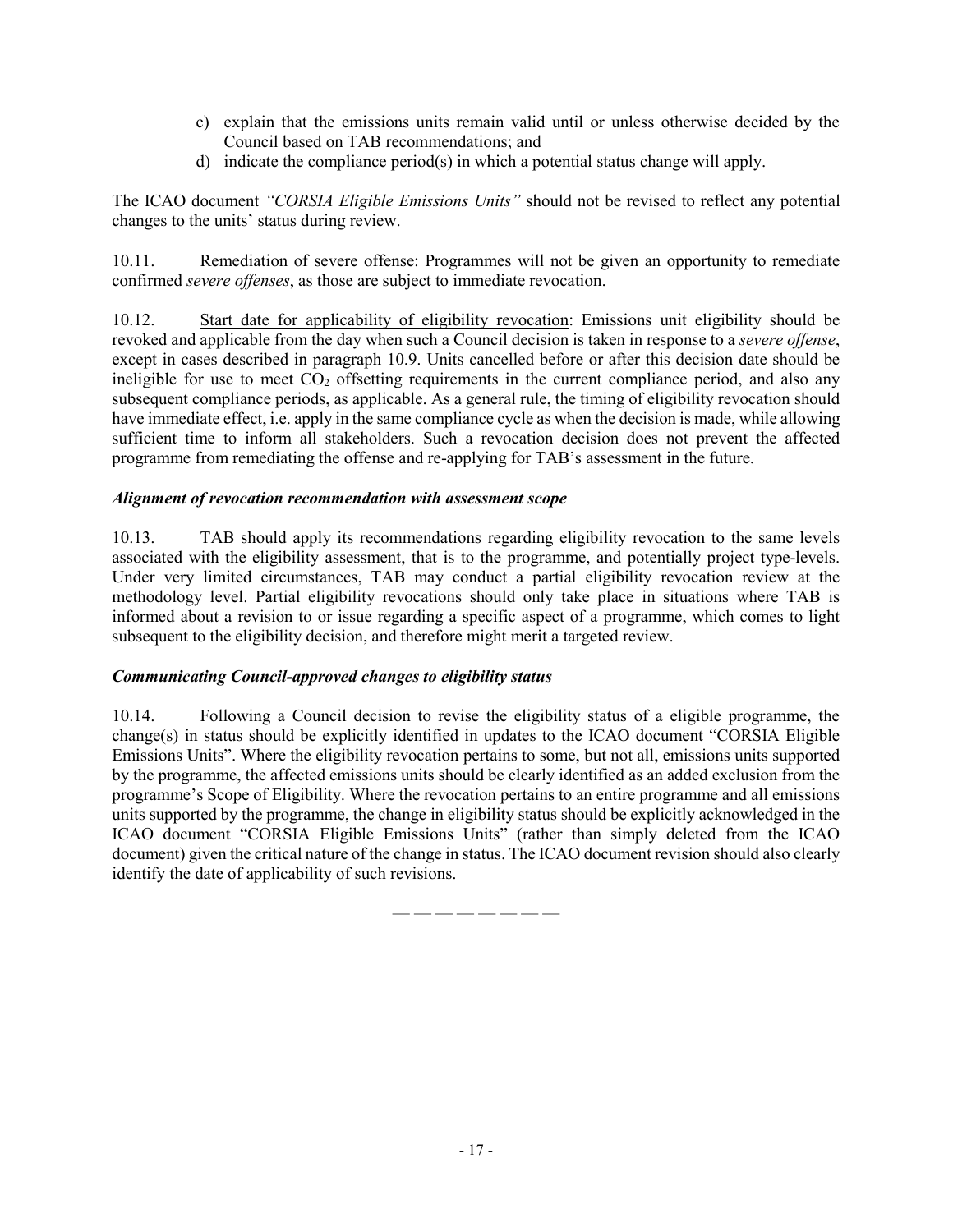c) explain that the emissions units remain valid until or unless otherwise decided by the Council based on TAB recommendations; and
d) indicate the compliance period(s) in which a potential status change will apply.

The ICAO document *"CORSIA Eligible Emissions Units"* should not be revised to reflect any potential changes to the units' status during review.

10.11. Remediation of severe offense: Programmes will not be given an opportunity to remediate confirmed *severe offenses*, as those are subject to immediate revocation.

10.12. Start date for applicability of eligibility revocation: Emissions unit eligibility should be revoked and applicable from the day when such a Council decision is taken in response to a *severe offense*, except in cases described in paragraph 10.9. Units cancelled before or after this decision date should be ineligible for use to meet $CO_2$ offsetting requirements in the current compliance period, and also any subsequent compliance periods, as applicable. As a general rule, the timing of eligibility revocation should have immediate effect, i.e. apply in the same compliance cycle as when the decision is made, while allowing sufficient time to inform all stakeholders. Such a revocation decision does not prevent the affected programme from remediating the offense and re-applying for TAB's assessment in the future.

***Alignment of revocation recommendation with assessment scope***

10.13. TAB should apply its recommendations regarding eligibility revocation to the same levels associated with the eligibility assessment, that is to the programme, and potentially project type-levels. Under very limited circumstances, TAB may conduct a partial eligibility revocation review at the methodology level. Partial eligibility revocations should only take place in situations where TAB is informed about a revision to or issue regarding a specific aspect of a programme, which comes to light subsequent to the eligibility decision, and therefore might merit a targeted review.

***Communicating Council-approved changes to eligibility status***

10.14. Following a Council decision to revise the eligibility status of a eligible programme, the change(s) in status should be explicitly identified in updates to the ICAO document "CORSIA Eligible Emissions Units". Where the eligibility revocation pertains to some, but not all, emissions units supported by the programme, the affected emissions units should be clearly identified as an added exclusion from the programme's Scope of Eligibility. Where the revocation pertains to an entire programme and all emissions units supported by the programme, the change in eligibility status should be explicitly acknowledged in the ICAO document "CORSIA Eligible Emissions Units" (rather than simply deleted from the ICAO document) given the critical nature of the change in status. The ICAO document revision should also clearly identify the date of applicability of such revisions.

— — — — — — — —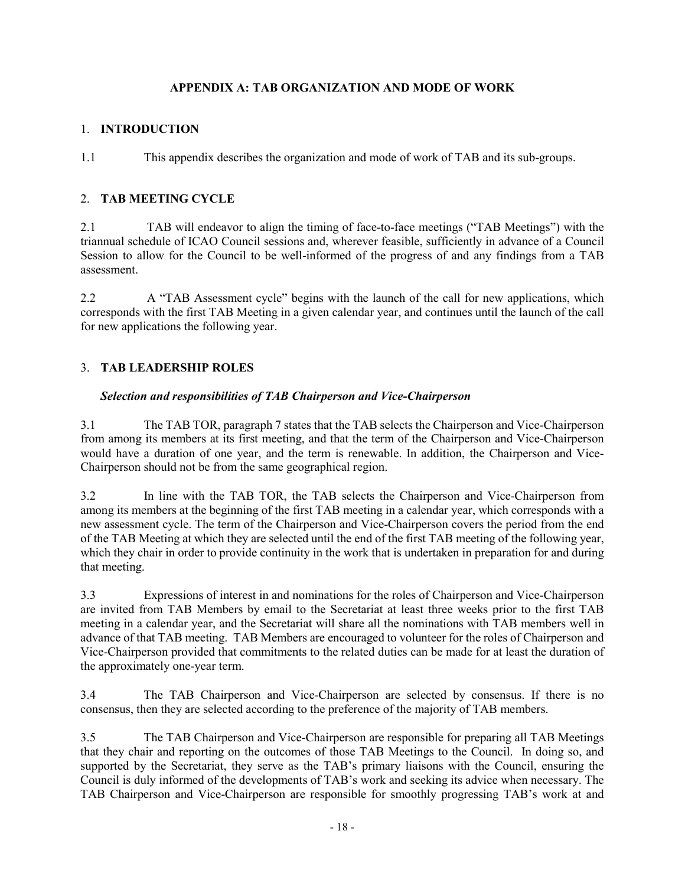# APPENDIX A: TAB ORGANIZATION AND MODE OF WORK

## 1. INTRODUCTION

1.1 This appendix describes the organization and mode of work of TAB and its sub-groups.

## 2. TAB MEETING CYCLE

2.1 TAB will endeavor to align the timing of face-to-face meetings ("TAB Meetings") with the triannual schedule of ICAO Council sessions and, wherever feasible, sufficiently in advance of a Council Session to allow for the Council to be well-informed of the progress of and any findings from a TAB assessment.

2.2 A "TAB Assessment cycle" begins with the launch of the call for new applications, which corresponds with the first TAB Meeting in a given calendar year, and continues until the launch of the call for new applications the following year.

## 3. TAB LEADERSHIP ROLES

### *Selection and responsibilities of TAB Chairperson and Vice-Chairperson*

3.1 The TAB TOR, paragraph 7 states that the TAB selects the Chairperson and Vice-Chairperson from among its members at its first meeting, and that the term of the Chairperson and Vice-Chairperson would have a duration of one year, and the term is renewable. In addition, the Chairperson and Vice-Chairperson should not be from the same geographical region.

3.2 In line with the TAB TOR, the TAB selects the Chairperson and Vice-Chairperson from among its members at the beginning of the first TAB meeting in a calendar year, which corresponds with a new assessment cycle. The term of the Chairperson and Vice-Chairperson covers the period from the end of the TAB Meeting at which they are selected until the end of the first TAB meeting of the following year, which they chair in order to provide continuity in the work that is undertaken in preparation for and during that meeting.

3.3 Expressions of interest in and nominations for the roles of Chairperson and Vice-Chairperson are invited from TAB Members by email to the Secretariat at least three weeks prior to the first TAB meeting in a calendar year, and the Secretariat will share all the nominations with TAB members well in advance of that TAB meeting. TAB Members are encouraged to volunteer for the roles of Chairperson and Vice-Chairperson provided that commitments to the related duties can be made for at least the duration of the approximately one-year term.

3.4 The TAB Chairperson and Vice-Chairperson are selected by consensus. If there is no consensus, then they are selected according to the preference of the majority of TAB members.

3.5 The TAB Chairperson and Vice-Chairperson are responsible for preparing all TAB Meetings that they chair and reporting on the outcomes of those TAB Meetings to the Council. In doing so, and supported by the Secretariat, they serve as the TAB's primary liaisons with the Council, ensuring the Council is duly informed of the developments of TAB's work and seeking its advice when necessary. The TAB Chairperson and Vice-Chairperson are responsible for smoothly progressing TAB's work at and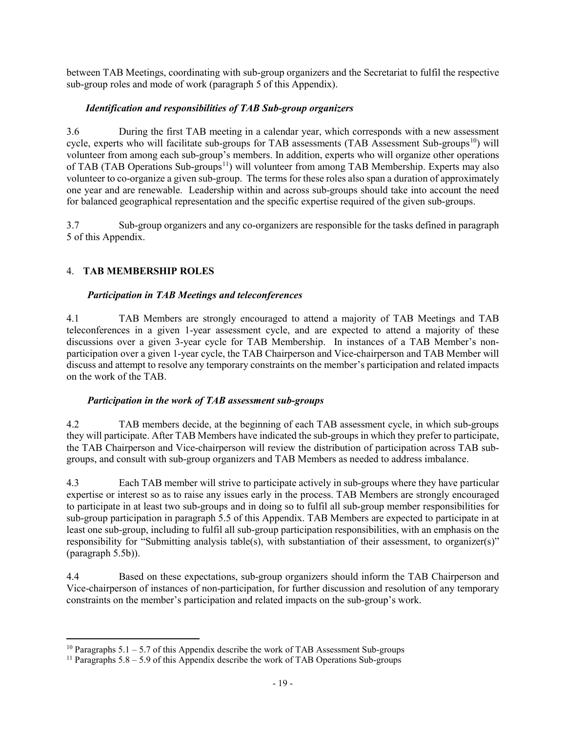between TAB Meetings, coordinating with sub-group organizers and the Secretariat to fulfil the respective sub-group roles and mode of work (paragraph 5 of this Appendix).

***Identification and responsibilities of TAB Sub-group organizers***

3.6 During the first TAB meeting in a calendar year, which corresponds with a new assessment cycle, experts who will facilitate sub-groups for TAB assessments (TAB Assessment Sub-groups[10]) will volunteer from among each sub-group's members. In addition, experts who will organize other operations of TAB (TAB Operations Sub-groups[11]) will volunteer from among TAB Membership. Experts may also volunteer to co-organize a given sub-group. The terms for these roles also span a duration of approximately one year and are renewable. Leadership within and across sub-groups should take into account the need for balanced geographical representation and the specific expertise required of the given sub-groups.

3.7 Sub-group organizers and any co-organizers are responsible for the tasks defined in paragraph 5 of this Appendix.

## 4. **TAB MEMBERSHIP ROLES**

***Participation in TAB Meetings and teleconferences***

4.1 TAB Members are strongly encouraged to attend a majority of TAB Meetings and TAB teleconferences in a given 1-year assessment cycle, and are expected to attend a majority of these discussions over a given 3-year cycle for TAB Membership. In instances of a TAB Member's non-participation over a given 1-year cycle, the TAB Chairperson and Vice-chairperson and TAB Member will discuss and attempt to resolve any temporary constraints on the member's participation and related impacts on the work of the TAB.

***Participation in the work of TAB assessment sub-groups***

4.2 TAB members decide, at the beginning of each TAB assessment cycle, in which sub-groups they will participate. After TAB Members have indicated the sub-groups in which they prefer to participate, the TAB Chairperson and Vice-chairperson will review the distribution of participation across TAB sub-groups, and consult with sub-group organizers and TAB Members as needed to address imbalance.

4.3 Each TAB member will strive to participate actively in sub-groups where they have particular expertise or interest so as to raise any issues early in the process. TAB Members are strongly encouraged to participate in at least two sub-groups and in doing so to fulfil all sub-group member responsibilities for sub-group participation in paragraph 5.5 of this Appendix. TAB Members are expected to participate in at least one sub-group, including to fulfil all sub-group participation responsibilities, with an emphasis on the responsibility for "Submitting analysis table(s), with substantiation of their assessment, to organizer(s)" (paragraph 5.5b)).

4.4 Based on these expectations, sub-group organizers should inform the TAB Chairperson and Vice-chairperson of instances of non-participation, for further discussion and resolution of any temporary constraints on the member's participation and related impacts on the sub-group's work.

---

[10] Paragraphs 5.1 – 5.7 of this Appendix describe the work of TAB Assessment Sub-groups

[11] Paragraphs 5.8 – 5.9 of this Appendix describe the work of TAB Operations Sub-groups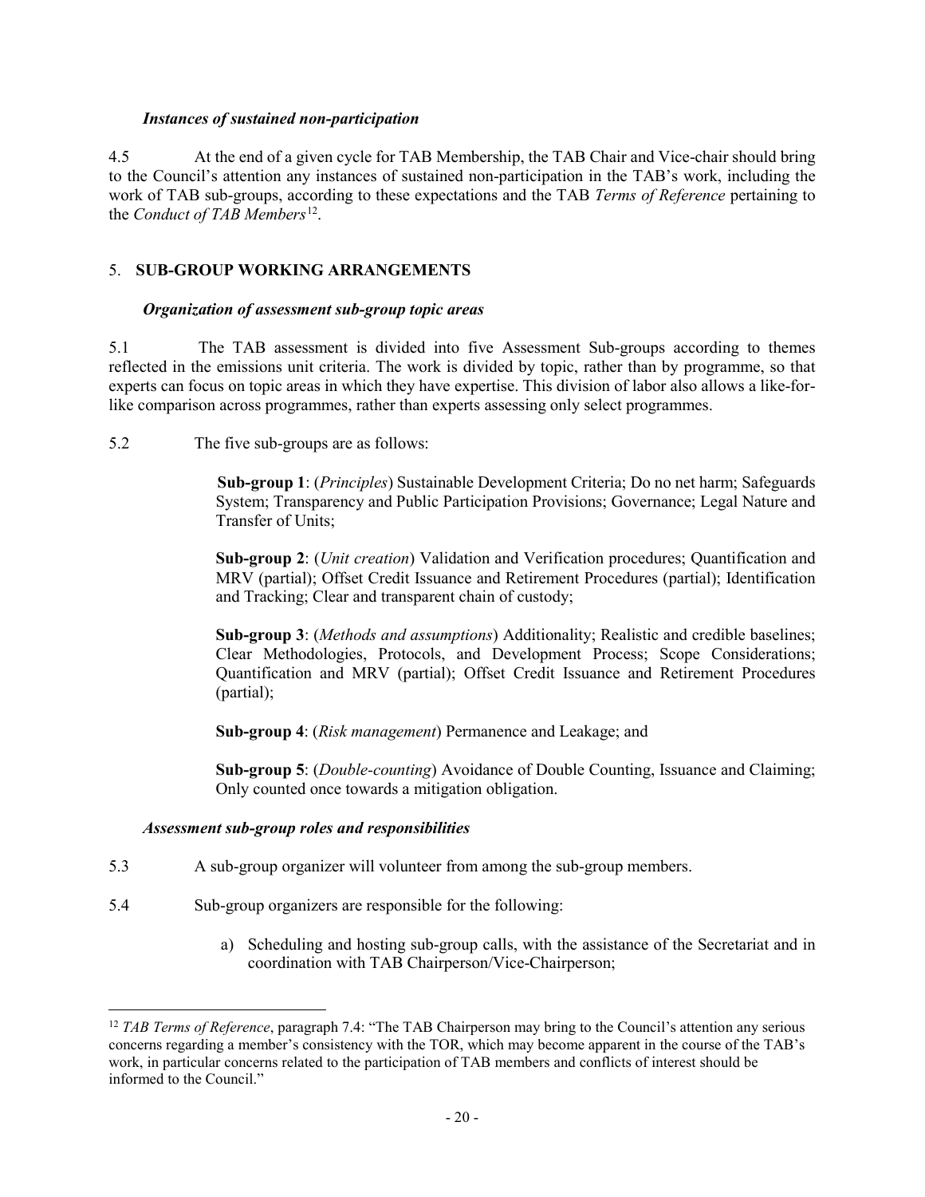***Instances of sustained non-participation***

4.5 At the end of a given cycle for TAB Membership, the TAB Chair and Vice-chair should bring to the Council's attention any instances of sustained non-participation in the TAB's work, including the work of TAB sub-groups, according to these expectations and the TAB *Terms of Reference* pertaining to the *Conduct of TAB Members*[12].

## 5. SUB-GROUP WORKING ARRANGEMENTS

***Organization of assessment sub-group topic areas***

5.1 The TAB assessment is divided into five Assessment Sub-groups according to themes reflected in the emissions unit criteria. The work is divided by topic, rather than by programme, so that experts can focus on topic areas in which they have expertise. This division of labor also allows a like-for-like comparison across programmes, rather than experts assessing only select programmes.

5.2 The five sub-groups are as follows:

**Sub-group 1**: (*Principles*) Sustainable Development Criteria; Do no net harm; Safeguards System; Transparency and Public Participation Provisions; Governance; Legal Nature and Transfer of Units;

**Sub-group 2**: (*Unit creation*) Validation and Verification procedures; Quantification and MRV (partial); Offset Credit Issuance and Retirement Procedures (partial); Identification and Tracking; Clear and transparent chain of custody;

**Sub-group 3**: (*Methods and assumptions*) Additionality; Realistic and credible baselines; Clear Methodologies, Protocols, and Development Process; Scope Considerations; Quantification and MRV (partial); Offset Credit Issuance and Retirement Procedures (partial);

**Sub-group 4**: (*Risk management*) Permanence and Leakage; and

**Sub-group 5**: (*Double-counting*) Avoidance of Double Counting, Issuance and Claiming; Only counted once towards a mitigation obligation.

***Assessment sub-group roles and responsibilities***

5.3 A sub-group organizer will volunteer from among the sub-group members.

5.4 Sub-group organizers are responsible for the following:

a) Scheduling and hosting sub-group calls, with the assistance of the Secretariat and in coordination with TAB Chairperson/Vice-Chairperson;

---

[12] *TAB Terms of Reference*, paragraph 7.4: "The TAB Chairperson may bring to the Council's attention any serious concerns regarding a member's consistency with the TOR, which may become apparent in the course of the TAB's work, in particular concerns related to the participation of TAB members and conflicts of interest should be informed to the Council."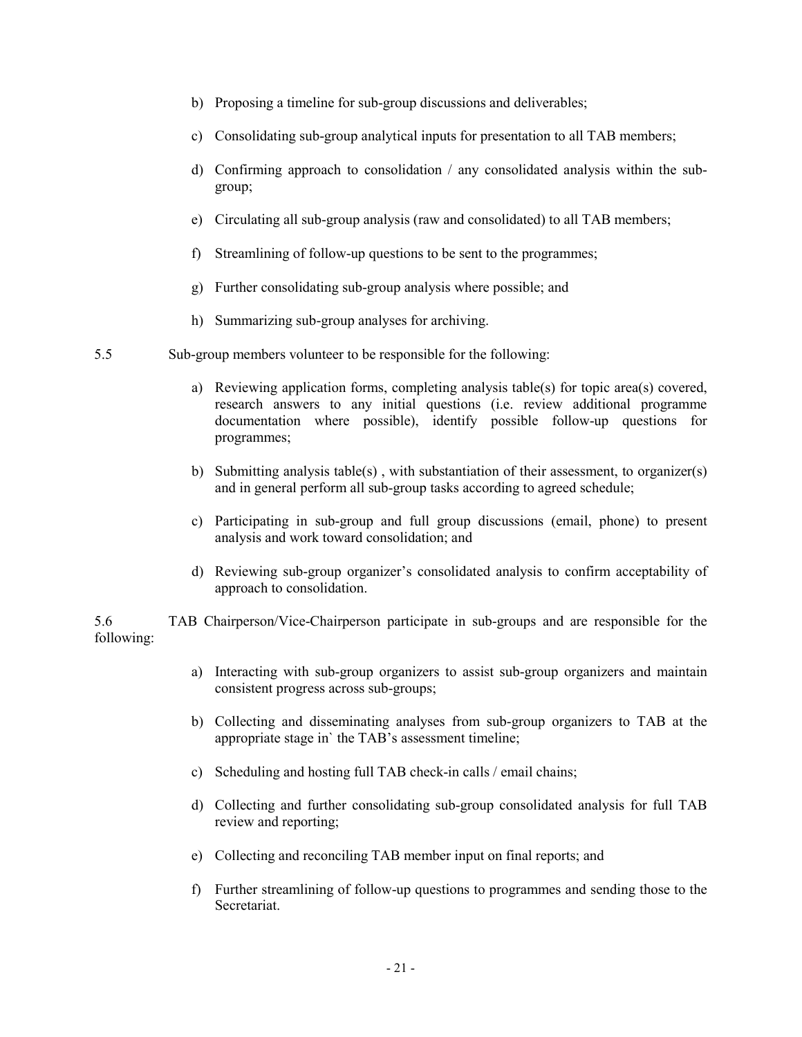b) Proposing a timeline for sub-group discussions and deliverables;

c) Consolidating sub-group analytical inputs for presentation to all TAB members;

d) Confirming approach to consolidation / any consolidated analysis within the sub-group;

e) Circulating all sub-group analysis (raw and consolidated) to all TAB members;

f) Streamlining of follow-up questions to be sent to the programmes;

g) Further consolidating sub-group analysis where possible; and

h) Summarizing sub-group analyses for archiving.

5.5 Sub-group members volunteer to be responsible for the following:

a) Reviewing application forms, completing analysis table(s) for topic area(s) covered, research answers to any initial questions (i.e. review additional programme documentation where possible), identify possible follow-up questions for programmes;

b) Submitting analysis table(s) , with substantiation of their assessment, to organizer(s) and in general perform all sub-group tasks according to agreed schedule;

c) Participating in sub-group and full group discussions (email, phone) to present analysis and work toward consolidation; and

d) Reviewing sub-group organizer's consolidated analysis to confirm acceptability of approach to consolidation.

5.6 TAB Chairperson/Vice-Chairperson participate in sub-groups and are responsible for the following:

a) Interacting with sub-group organizers to assist sub-group organizers and maintain consistent progress across sub-groups;

b) Collecting and disseminating analyses from sub-group organizers to TAB at the appropriate stage in` the TAB's assessment timeline;

c) Scheduling and hosting full TAB check-in calls / email chains;

d) Collecting and further consolidating sub-group consolidated analysis for full TAB review and reporting;

e) Collecting and reconciling TAB member input on final reports; and

f) Further streamlining of follow-up questions to programmes and sending those to the Secretariat.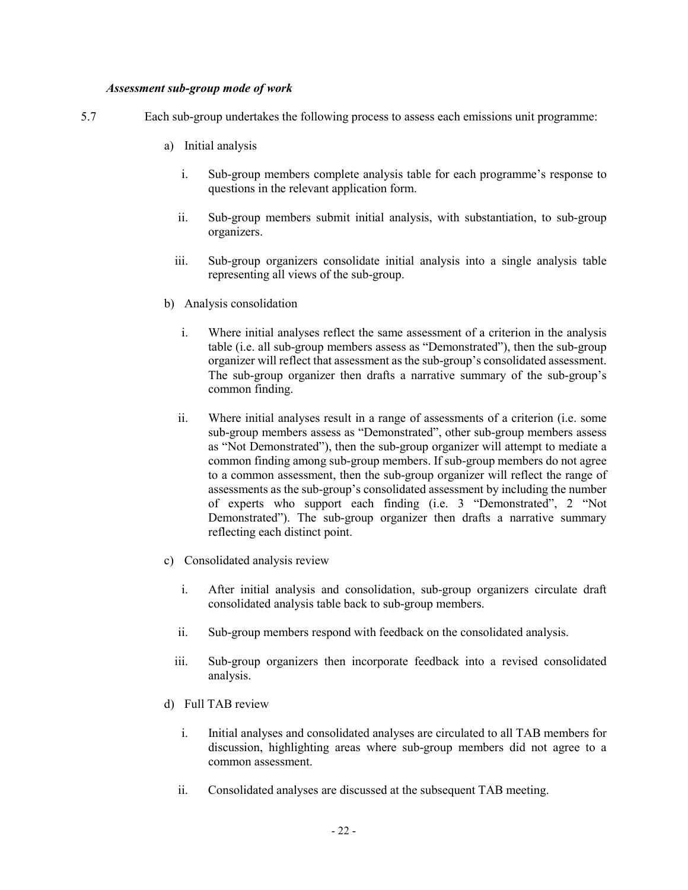***Assessment sub-group mode of work***

5.7 Each sub-group undertakes the following process to assess each emissions unit programme:

a) Initial analysis

   i. Sub-group members complete analysis table for each programme's response to questions in the relevant application form.

   ii. Sub-group members submit initial analysis, with substantiation, to sub-group organizers.

   iii. Sub-group organizers consolidate initial analysis into a single analysis table representing all views of the sub-group.

b) Analysis consolidation

   i. Where initial analyses reflect the same assessment of a criterion in the analysis table (i.e. all sub-group members assess as "Demonstrated"), then the sub-group organizer will reflect that assessment as the sub-group's consolidated assessment. The sub-group organizer then drafts a narrative summary of the sub-group's common finding.

   ii. Where initial analyses result in a range of assessments of a criterion (i.e. some sub-group members assess as "Demonstrated", other sub-group members assess as "Not Demonstrated"), then the sub-group organizer will attempt to mediate a common finding among sub-group members. If sub-group members do not agree to a common assessment, then the sub-group organizer will reflect the range of assessments as the sub-group's consolidated assessment by including the number of experts who support each finding (i.e. 3 "Demonstrated", 2 "Not Demonstrated"). The sub-group organizer then drafts a narrative summary reflecting each distinct point.

c) Consolidated analysis review

   i. After initial analysis and consolidation, sub-group organizers circulate draft consolidated analysis table back to sub-group members.

   ii. Sub-group members respond with feedback on the consolidated analysis.

   iii. Sub-group organizers then incorporate feedback into a revised consolidated analysis.

d) Full TAB review

   i. Initial analyses and consolidated analyses are circulated to all TAB members for discussion, highlighting areas where sub-group members did not agree to a common assessment.

   ii. Consolidated analyses are discussed at the subsequent TAB meeting.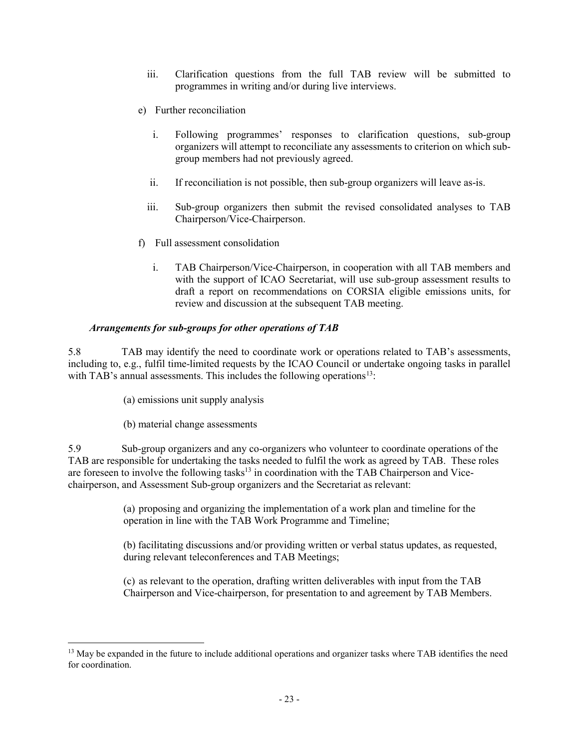iii. Clarification questions from the full TAB review will be submitted to programmes in writing and/or during live interviews.

e) Further reconciliation

i. Following programmes' responses to clarification questions, sub-group organizers will attempt to reconciliate any assessments to criterion on which sub-group members had not previously agreed.

ii. If reconciliation is not possible, then sub-group organizers will leave as-is.

iii. Sub-group organizers then submit the revised consolidated analyses to TAB Chairperson/Vice-Chairperson.

f) Full assessment consolidation

i. TAB Chairperson/Vice-Chairperson, in cooperation with all TAB members and with the support of ICAO Secretariat, will use sub-group assessment results to draft a report on recommendations on CORSIA eligible emissions units, for review and discussion at the subsequent TAB meeting.

***Arrangements for sub-groups for other operations of TAB***

5.8 TAB may identify the need to coordinate work or operations related to TAB's assessments, including to, e.g., fulfil time-limited requests by the ICAO Council or undertake ongoing tasks in parallel with TAB's annual assessments. This includes the following operations[13]:

(a) emissions unit supply analysis

(b) material change assessments

5.9 Sub-group organizers and any co-organizers who volunteer to coordinate operations of the TAB are responsible for undertaking the tasks needed to fulfil the work as agreed by TAB. These roles are foreseen to involve the following tasks[13] in coordination with the TAB Chairperson and Vice-chairperson, and Assessment Sub-group organizers and the Secretariat as relevant:

(a) proposing and organizing the implementation of a work plan and timeline for the operation in line with the TAB Work Programme and Timeline;

(b) facilitating discussions and/or providing written or verbal status updates, as requested, during relevant teleconferences and TAB Meetings;

(c) as relevant to the operation, drafting written deliverables with input from the TAB Chairperson and Vice-chairperson, for presentation to and agreement by TAB Members.

---

[13] May be expanded in the future to include additional operations and organizer tasks where TAB identifies the need for coordination.